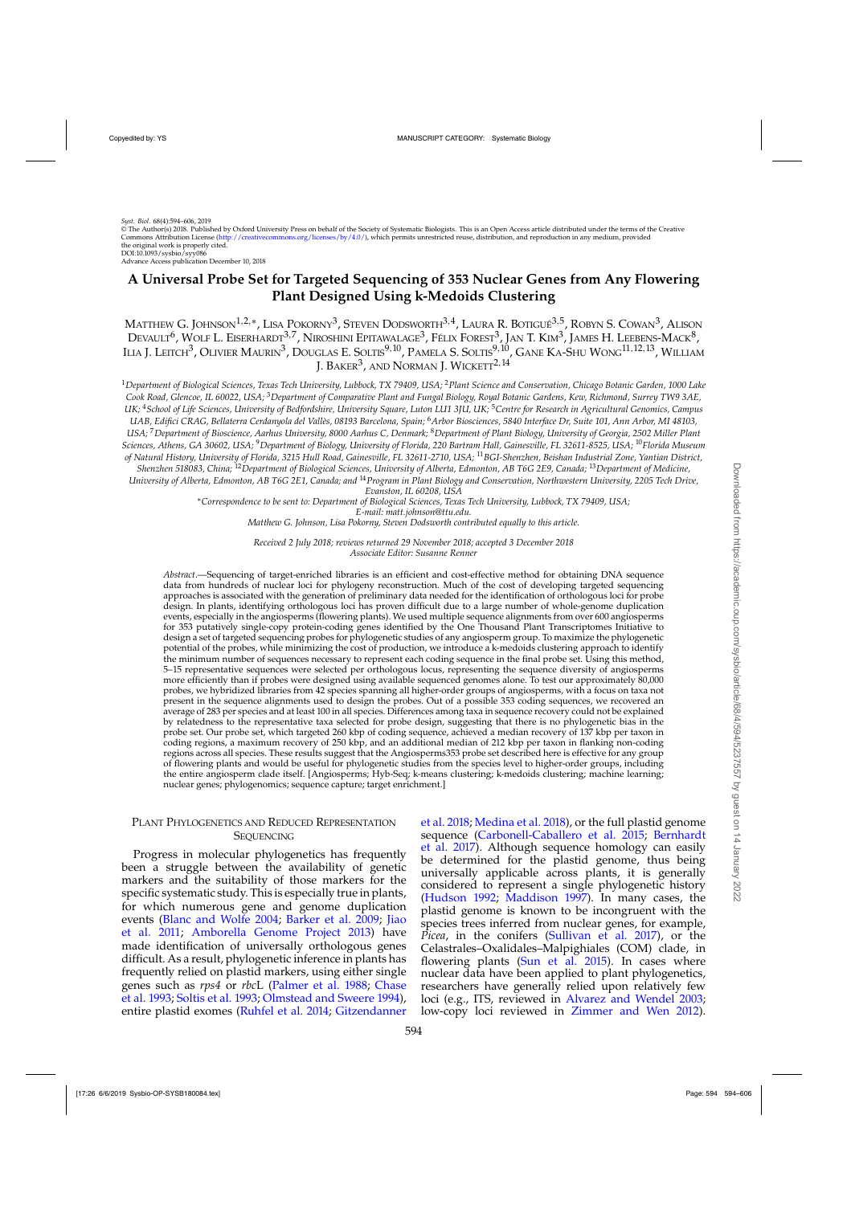Syst. Biol. 68(4):594–606, 2019
© The Author(s) 2018. Published by Oxford University Press on behalf of the Society of Systematic Biologists. This is an Open Access article distributed under the terms of the Creative Commons Attribution License (http://creativecommons.org/licenses/by/4.0/), which permits unrestricted reuse, distribution, and reproduction in any medium, provided the original work is properly cited.
DOI:10.1093/sysbio/syy086
Advance Access publication December 10, 2018

# A Universal Probe Set for Targeted Sequencing of 353 Nuclear Genes from Any Flowering Plant Designed Using k-Medoids Clustering

Matthew G. Johnson[1,2,*], Lisa Pokorny[3], Steven Dodsworth[3,4], Laura R. Botigué[3,5], Robyn S. Cowan[3], Alison Devault[6], Wolf L. Eiserhardt[3,7], Niroshini Epitawalage[3], Félix Forest[3], Jan T. Kim[3], James H. Leebens-Mack[8], Ilia J. Leitch[3], Olivier Maurin[3], Douglas E. Soltis[9,10], Pamela S. Soltis[9,10], Gane Ka-Shu Wong[11,12,13], William J. Baker[3], and Norman J. Wickett[2,14]

[1]*Department of Biological Sciences, Texas Tech University, Lubbock, TX 79409, USA;* [2]*Plant Science and Conservation, Chicago Botanic Garden, 1000 Lake Cook Road, Glencoe, IL 60022, USA;* [3]*Department of Comparative Plant and Fungal Biology, Royal Botanic Gardens, Kew, Richmond, Surrey TW9 3AE, UK;* [4]*School of Life Sciences, University of Bedfordshire, University Square, Luton LU1 3JU, UK;* [5]*Centre for Research in Agricultural Genomics, Campus UAB, Edifici CRAG, Bellaterra Cerdanyola del Vallès, 08193 Barcelona, Spain;* [6]*Arbor Biosciences, 5840 Interface Dr, Suite 101, Ann Arbor, MI 48103, USA;* [7]*Department of Bioscience, Aarhus University, 8000 Aarhus C, Denmark;* [8]*Department of Plant Biology, University of Georgia, 2502 Miller Plant Sciences, Athens, GA 30602, USA;* [9]*Department of Biology, University of Florida, 220 Bartram Hall, Gainesville, FL 32611-8525, USA;* [10]*Florida Museum of Natural History, University of Florida, 3215 Hull Road, Gainesville, FL 32611-2710, USA;* [11]*BGI-Shenzhen, Beishan Industrial Zone, Yantian District, Shenzhen 518083, China;* [12]*Department of Biological Sciences, University of Alberta, Edmonton, AB T6G 2E9, Canada;* [13]*Department of Medicine, University of Alberta, Edmonton, AB T6G 2E1, Canada; and* [14]*Program in Plant Biology and Conservation, Northwestern University, 2205 Tech Drive, Evanston, IL 60208, USA*

*Correspondence to be sent to: Department of Biological Sciences, Texas Tech University, Lubbock, TX 79409, USA; E-mail: matt.johnson@ttu.edu.*

*Matthew G. Johnson, Lisa Pokorny, Steven Dodsworth contributed equally to this article.*

*Received 2 July 2018; reviews returned 29 November 2018; accepted 3 December 2018*
*Associate Editor: Susanne Renner*

*Abstract*.—Sequencing of target-enriched libraries is an efficient and cost-effective method for obtaining DNA sequence data from hundreds of nuclear loci for phylogeny reconstruction. Much of the cost of developing targeted sequencing approaches is associated with the generation of preliminary data needed for the identification of orthologous loci for probe design. In plants, identifying orthologous loci has proven difficult due to a large number of whole-genome duplication events, especially in the angiosperms (flowering plants). We used multiple sequence alignments from over 600 angiosperms for 353 putatively single-copy protein-coding genes identified by the One Thousand Plant Transcriptomes Initiative to design a set of targeted sequencing probes for phylogenetic studies of any angiosperm group. To maximize the phylogenetic potential of the probes, while minimizing the cost of production, we introduce a k-medoids clustering approach to identify the minimum number of sequences necessary to represent each coding sequence in the final probe set. Using this method, 5–15 representative sequences were selected per orthologous locus, representing the sequence diversity of angiosperms more efficiently than if probes were designed using available sequenced genomes alone. To test our approximately 80,000 probes, we hybridized libraries from 42 species spanning all higher-order groups of angiosperms, with a focus on taxa not present in the sequence alignments used to design the probes. Out of a possible 353 coding sequences, we recovered an average of 283 per species and at least 100 in all species. Differences among taxa in sequence recovery could not be explained by relatedness to the representative taxa selected for probe design, suggesting that there is no phylogenetic bias in the probe set. Our probe set, which targeted 260 kbp of coding sequence, achieved a median recovery of 137 kbp per taxon in coding regions, a maximum recovery of 250 kbp, and an additional median of 212 kbp per taxon in flanking non-coding regions across all species. These results suggest that the Angiosperms353 probe set described here is effective for any group of flowering plants and would be useful for phylogenetic studies from the species level to higher-order groups, including the entire angiosperm clade itself. [Angiosperms; Hyb-Seq; k-means clustering; k-medoids clustering; machine learning; nuclear genes; phylogenomics; sequence capture; target enrichment.]

## Plant Phylogenetics and Reduced Representation Sequencing

Progress in molecular phylogenetics has frequently been a struggle between the availability of genetic markers and the suitability of those markers for the specific systematic study. This is especially true in plants, for which numerous gene and genome duplication events (Blanc and Wolfe 2004; Barker et al. 2009; Jiao et al. 2011; Amborella Genome Project 2013) have made identification of universally orthologous genes difficult. As a result, phylogenetic inference in plants has frequently relied on plastid markers, using either single genes such as *rps4* or *rbc*L (Palmer et al. 1988; Chase et al. 1993; Soltis et al. 1993; Olmstead and Sweere 1994), entire plastid exomes (Ruhfel et al. 2014; Gitzendanner et al. 2018; Medina et al. 2018), or the full plastid genome sequence (Carbonell-Caballero et al. 2015; Bernhardt et al. 2017). Although sequence homology can easily be determined for the plastid genome, thus being universally applicable across plants, it is generally considered to represent a single phylogenetic history (Hudson 1992; Maddison 1997). In many cases, the plastid genome is known to be incongruent with the species trees inferred from nuclear genes, for example, *Picea*, in the conifers (Sullivan et al. 2017), or the Celastrales–Oxalidales–Malpighiales (COM) clade, in flowering plants (Sun et al. 2015). In cases where nuclear data have been applied to plant phylogenetics, researchers have generally relied upon relatively few loci (e.g., ITS, reviewed in Alvarez and Wendel 2003; low-copy loci reviewed in Zimmer and Wen 2012).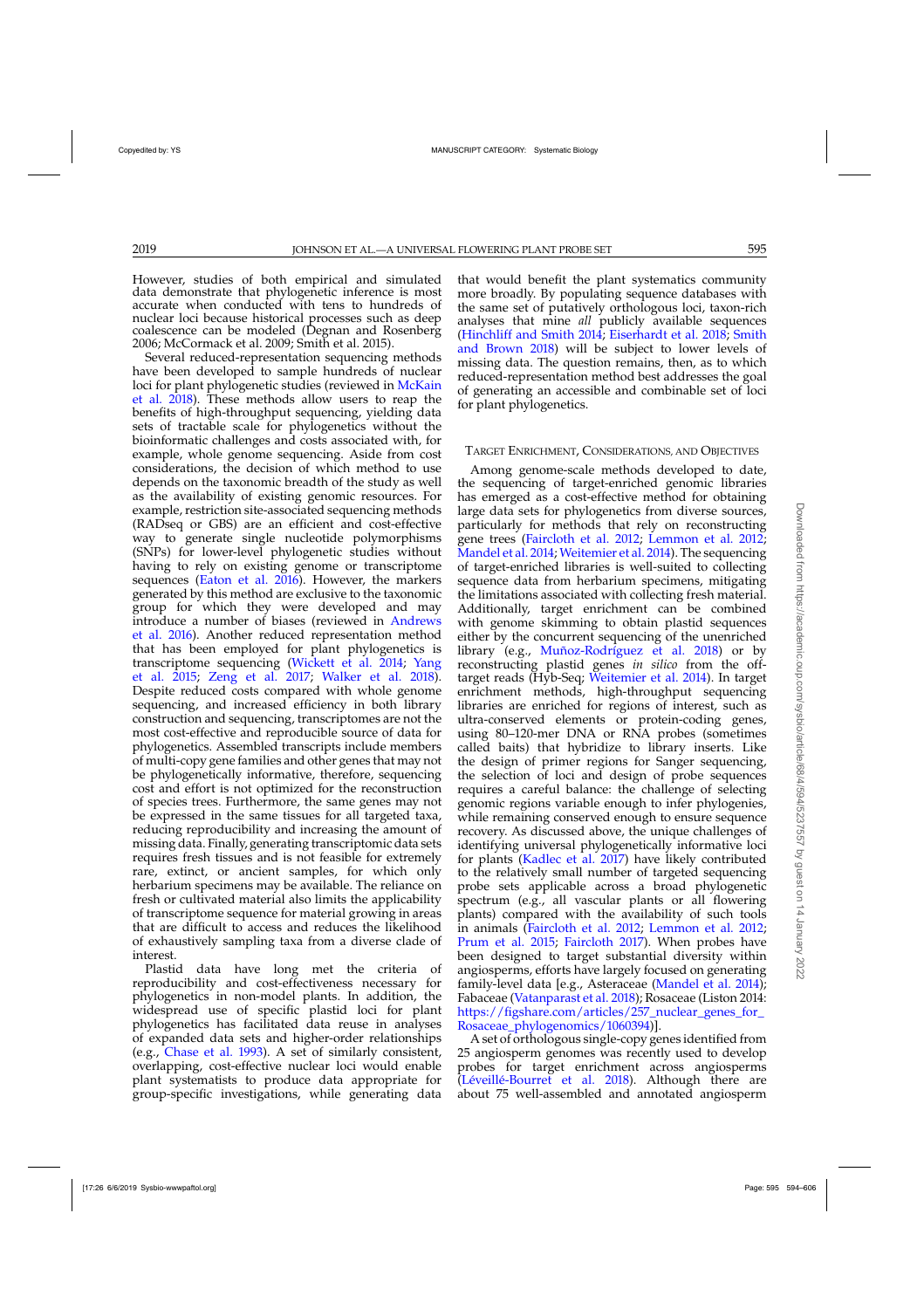However, studies of both empirical and simulated data demonstrate that phylogenetic inference is most accurate when conducted with tens to hundreds of nuclear loci because historical processes such as deep coalescence can be modeled (Degnan and Rosenberg 2006; McCormack et al. 2009; Smith et al. 2015).

Several reduced-representation sequencing methods have been developed to sample hundreds of nuclear loci for plant phylogenetic studies (reviewed in McKain et al. 2018). These methods allow users to reap the benefits of high-throughput sequencing, yielding data sets of tractable scale for phylogenetics without the bioinformatic challenges and costs associated with, for example, whole genome sequencing. Aside from cost considerations, the decision of which method to use depends on the taxonomic breadth of the study as well as the availability of existing genomic resources. For example, restriction site-associated sequencing methods (RADseq or GBS) are an efficient and cost-effective way to generate single nucleotide polymorphisms (SNPs) for lower-level phylogenetic studies without having to rely on existing genome or transcriptome sequences (Eaton et al. 2016). However, the markers generated by this method are exclusive to the taxonomic group for which they were developed and may introduce a number of biases (reviewed in Andrews et al. 2016). Another reduced representation method that has been employed for plant phylogenetics is transcriptome sequencing (Wickett et al. 2014; Yang et al. 2015; Zeng et al. 2017; Walker et al. 2018). Despite reduced costs compared with whole genome sequencing, and increased efficiency in both library construction and sequencing, transcriptomes are not the most cost-effective and reproducible source of data for phylogenetics. Assembled transcripts include members of multi-copy gene families and other genes that may not be phylogenetically informative, therefore, sequencing cost and effort is not optimized for the reconstruction of species trees. Furthermore, the same genes may not be expressed in the same tissues for all targeted taxa, reducing reproducibility and increasing the amount of missing data. Finally, generating transcriptomic data sets requires fresh tissues and is not feasible for extremely rare, extinct, or ancient samples, for which only herbarium specimens may be available. The reliance on fresh or cultivated material also limits the applicability of transcriptome sequence for material growing in areas that are difficult to access and reduces the likelihood of exhaustively sampling taxa from a diverse clade of interest.

Plastid data have long met the criteria of reproducibility and cost-effectiveness necessary for phylogenetics in non-model plants. In addition, the widespread use of specific plastid loci for plant phylogenetics has facilitated data reuse in analyses of expanded data sets and higher-order relationships (e.g., Chase et al. 1993). A set of similarly consistent, overlapping, cost-effective nuclear loci would enable plant systematists to produce data appropriate for group-specific investigations, while generating data that would benefit the plant systematics community more broadly. By populating sequence databases with the same set of putatively orthologous loci, taxon-rich analyses that mine *all* publicly available sequences (Hinchliff and Smith 2014; Eiserhardt et al. 2018; Smith and Brown 2018) will be subject to lower levels of missing data. The question remains, then, as to which reduced-representation method best addresses the goal of generating an accessible and combinable set of loci for plant phylogenetics.

## Target Enrichment, Considerations, and Objectives

Among genome-scale methods developed to date, the sequencing of target-enriched genomic libraries has emerged as a cost-effective method for obtaining large data sets for phylogenetics from diverse sources, particularly for methods that rely on reconstructing gene trees (Faircloth et al. 2012; Lemmon et al. 2012; Mandel et al. 2014; Weitemier et al. 2014). The sequencing of target-enriched libraries is well-suited to collecting sequence data from herbarium specimens, mitigating the limitations associated with collecting fresh material. Additionally, target enrichment can be combined with genome skimming to obtain plastid sequences either by the concurrent sequencing of the unenriched library (e.g., Muñoz-Rodríguez et al. 2018) or by reconstructing plastid genes *in silico* from the off-target reads (Hyb-Seq; Weitemier et al. 2014). In target enrichment methods, high-throughput sequencing libraries are enriched for regions of interest, such as ultra-conserved elements or protein-coding genes, using 80–120-mer DNA or RNA probes (sometimes called baits) that hybridize to library inserts. Like the design of primer regions for Sanger sequencing, the selection of loci and design of probe sequences requires a careful balance: the challenge of selecting genomic regions variable enough to infer phylogenies, while remaining conserved enough to ensure sequence recovery. As discussed above, the unique challenges of identifying universal phylogenetically informative loci for plants (Kadlec et al. 2017) have likely contributed to the relatively small number of targeted sequencing probe sets applicable across a broad phylogenetic spectrum (e.g., all vascular plants or all flowering plants) compared with the availability of such tools in animals (Faircloth et al. 2012; Lemmon et al. 2012; Prum et al. 2015; Faircloth 2017). When probes have been designed to target substantial diversity within angiosperms, efforts have largely focused on generating family-level data [e.g., Asteraceae (Mandel et al. 2014); Fabaceae (Vatanparast et al. 2018); Rosaceae (Liston 2014: https://figshare.com/articles/257_nuclear_genes_for_Rosaceae_phylogenomics/1060394)].

A set of orthologous single-copy genes identified from 25 angiosperm genomes was recently used to develop probes for target enrichment across angiosperms (Léveillé-Bourret et al. 2018). Although there are about 75 well-assembled and annotated angiosperm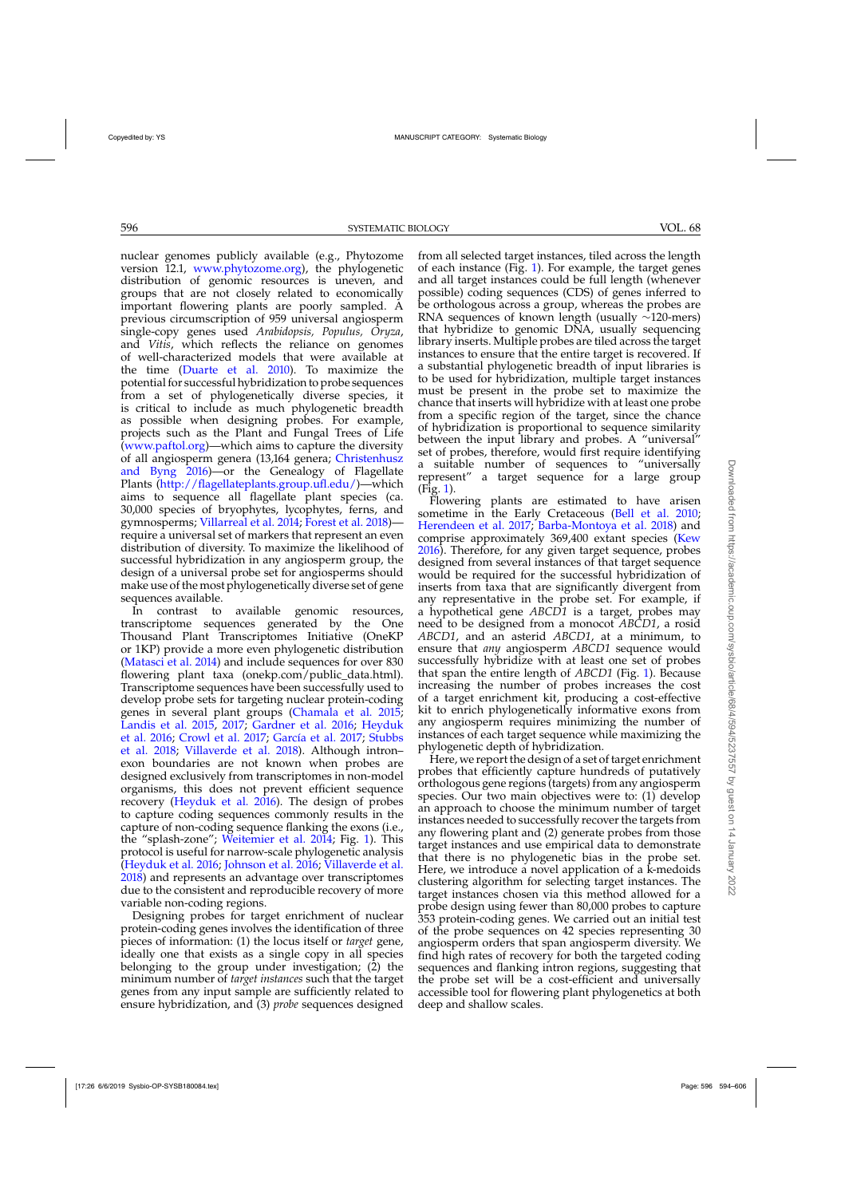nuclear genomes publicly available (e.g., Phytozome version 12.1, www.phytozome.org), the phylogenetic distribution of genomic resources is uneven, and groups that are not closely related to economically important flowering plants are poorly sampled. A previous circumscription of 959 universal angiosperm single-copy genes used *Arabidopsis*, *Populus*, *Oryza*, and *Vitis*, which reflects the reliance on genomes of well-characterized models that were available at the time (Duarte et al. 2010). To maximize the potential for successful hybridization to probe sequences from a set of phylogenetically diverse species, it is critical to include as much phylogenetic breadth as possible when designing probes. For example, projects such as the Plant and Fungal Trees of Life (www.paftol.org)—which aims to capture the diversity of all angiosperm genera (13,164 genera; Christenhusz and Byng 2016)—or the Genealogy of Flagellate Plants (http://flagellateplants.group.ufl.edu/)—which aims to sequence all flagellate plant species (ca. 30,000 species of bryophytes, lycophytes, ferns, and gymnosperms; Villarreal et al. 2014; Forest et al. 2018)—require a universal set of markers that represent an even distribution of diversity. To maximize the likelihood of successful hybridization in any angiosperm group, the design of a universal probe set for angiosperms should make use of the most phylogenetically diverse set of gene sequences available.

In contrast to available genomic resources, transcriptome sequences generated by the One Thousand Plant Transcriptomes Initiative (OneKP or 1KP) provide a more even phylogenetic distribution (Matasci et al. 2014) and include sequences for over 830 flowering plant taxa (onekp.com/public_data.html). Transcriptome sequences have been successfully used to develop probe sets for targeting nuclear protein-coding genes in several plant groups (Chamala et al. 2015; Landis et al. 2015, 2017; Gardner et al. 2016; Heyduk et al. 2016; Crowl et al. 2017; García et al. 2017; Stubbs et al. 2018; Villaverde et al. 2018). Although intron–exon boundaries are not known when probes are designed exclusively from transcriptomes in non-model organisms, this does not prevent efficient sequence recovery (Heyduk et al. 2016). The design of probes to capture coding sequences commonly results in the capture of non-coding sequence flanking the exons (i.e., the "splash-zone"; Weitemier et al. 2014; Fig. 1). This protocol is useful for narrow-scale phylogenetic analysis (Heyduk et al. 2016; Johnson et al. 2016; Villaverde et al. 2018) and represents an advantage over transcriptomes due to the consistent and reproducible recovery of more variable non-coding regions.

Designing probes for target enrichment of nuclear protein-coding genes involves the identification of three pieces of information: (1) the locus itself or *target* gene, ideally one that exists as a single copy in all species belonging to the group under investigation; (2) the minimum number of *target instances* such that the target genes from any input sample are sufficiently related to ensure hybridization, and (3) *probe* sequences designed from all selected target instances, tiled across the length of each instance (Fig. 1). For example, the target genes and all target instances could be full length (whenever possible) coding sequences (CDS) of genes inferred to be orthologous across a group, whereas the probes are RNA sequences of known length (usually ~120-mers) that hybridize to genomic DNA, usually sequencing library inserts. Multiple probes are tiled across the target instances to ensure that the entire target is recovered. If a substantial phylogenetic breadth of input libraries is to be used for hybridization, multiple target instances must be present in the probe set to maximize the chance that inserts will hybridize with at least one probe from a specific region of the target, since the chance of hybridization is proportional to sequence similarity between the input library and probes. A "universal" set of probes, therefore, would first require identifying a suitable number of sequences to "universally represent" a target sequence for a large group (Fig. 1).

Flowering plants are estimated to have arisen sometime in the Early Cretaceous (Bell et al. 2010; Herendeen et al. 2017; Barba-Montoya et al. 2018) and comprise approximately 369,400 extant species (Kew 2016). Therefore, for any given target sequence, probes designed from several instances of that target sequence would be required for the successful hybridization of inserts from taxa that are significantly divergent from any representative in the probe set. For example, if a hypothetical gene *ABCD1* is a target, probes may need to be designed from a monocot *ABCD1*, a rosid *ABCD1*, and an asterid *ABCD1*, at a minimum, to ensure that *any* angiosperm *ABCD1* sequence would successfully hybridize with at least one set of probes that span the entire length of *ABCD1* (Fig. 1). Because increasing the number of probes increases the cost of a target enrichment kit, producing a cost-effective kit to enrich phylogenetically informative exons from any angiosperm requires minimizing the number of instances of each target sequence while maximizing the phylogenetic depth of hybridization.

Here, we report the design of a set of target enrichment probes that efficiently capture hundreds of putatively orthologous gene regions (targets) from any angiosperm species. Our two main objectives were to: (1) develop an approach to choose the minimum number of target instances needed to successfully recover the targets from any flowering plant and (2) generate probes from those target instances and use empirical data to demonstrate that there is no phylogenetic bias in the probe set. Here, we introduce a novel application of a k-medoids clustering algorithm for selecting target instances. The target instances chosen via this method allowed for a probe design using fewer than 80,000 probes to capture 353 protein-coding genes. We carried out an initial test of the probe sequences on 42 species representing 30 angiosperm orders that span angiosperm diversity. We find high rates of recovery for both the targeted coding sequences and flanking intron regions, suggesting that the probe set will be a cost-efficient and universally accessible tool for flowering plant phylogenetics at both deep and shallow scales.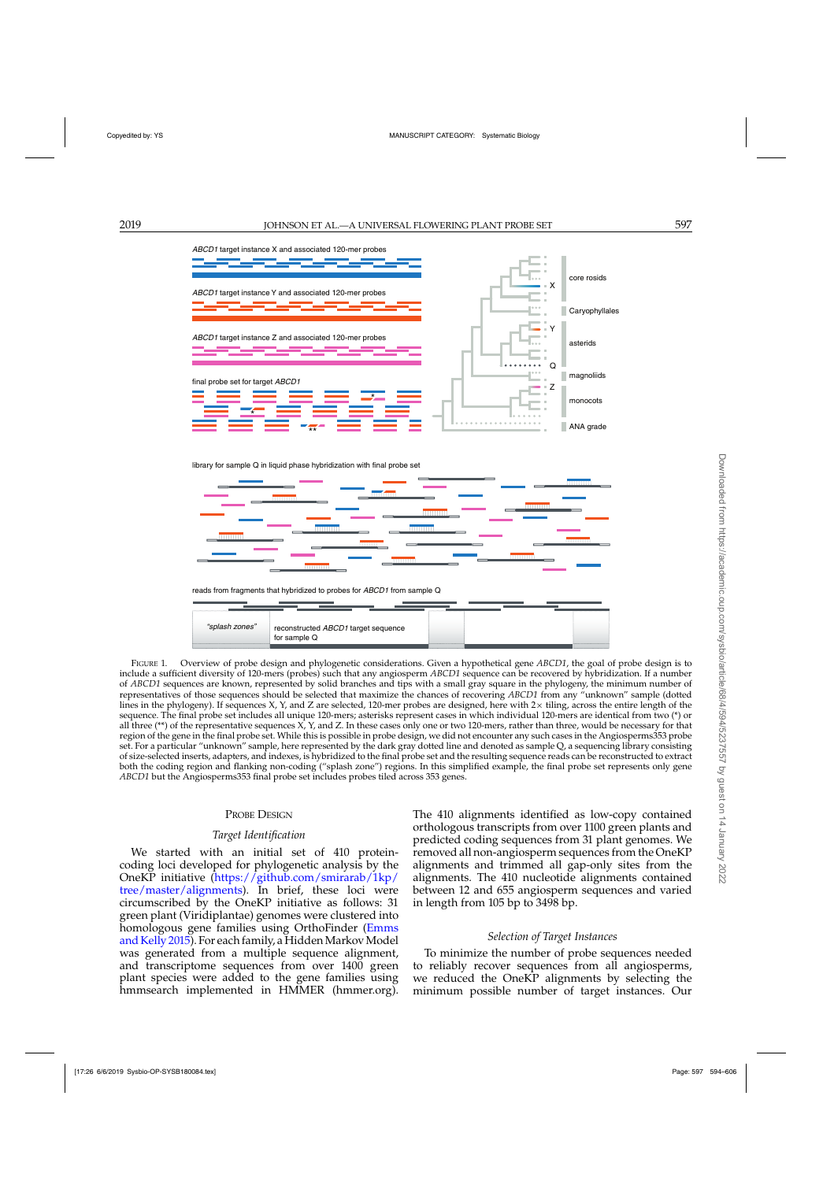FIGURE 1. Overview of probe design and phylogenetic considerations. Given a hypothetical gene *ABCD1*, the goal of probe design is to include a sufficient diversity of 120-mers (probes) such that any angiosperm *ABCD1* sequence can be recovered by hybridization. If a number of *ABCD1* sequences are known, represented by solid branches and tips with a small gray square in the phylogeny, the minimum number of representatives of those sequences should be selected that maximize the chances of recovering *ABCD1* from any "unknown" sample (dotted lines in the phylogeny). If sequences X, Y, and Z are selected, 120-mer probes are designed, here with 2× tiling, across the entire length of the sequence. The final probe set includes all unique 120-mers; asterisks represent cases in which individual 120-mers are identical from two (*) or all three (**) of the representative sequences X, Y, and Z. In these cases only one or two 120-mers, rather than three, would be necessary for that region of the gene in the final probe set. While this is possible in probe design, we did not encounter any such cases in the Angiosperms353 probe set. For a particular "unknown" sample, here represented by the dark gray dotted line and denoted as sample Q, a sequencing library consisting of size-selected inserts, adapters, and indexes, is hybridized to the final probe set and the resulting sequence reads can be reconstructed to extract both the coding region and flanking non-coding ("splash zone") regions. In this simplified example, the final probe set represents only gene *ABCD1* but the Angiosperms353 final probe set includes probes tiled across 353 genes.

## PROBE DESIGN

### *Target Identification*

We started with an initial set of 410 protein-coding loci developed for phylogenetic analysis by the OneKP initiative (https://github.com/smirarab/1kp/tree/master/alignments). In brief, these loci were circumscribed by the OneKP initiative as follows: 31 green plant (Viridiplantae) genomes were clustered into homologous gene families using OrthoFinder (Emms and Kelly 2015). For each family, a Hidden Markov Model was generated from a multiple sequence alignment, and transcriptome sequences from over 1400 green plant species were added to the gene families using hmmsearch implemented in HMMER (hmmer.org). The 410 alignments identified as low-copy contained orthologous transcripts from over 1100 green plants and predicted coding sequences from 31 plant genomes. We removed all non-angiosperm sequences from the OneKP alignments and trimmed all gap-only sites from the alignments. The 410 nucleotide alignments contained between 12 and 655 angiosperm sequences and varied in length from 105 bp to 3498 bp.

### *Selection of Target Instances*

To minimize the number of probe sequences needed to reliably recover sequences from all angiosperms, we reduced the OneKP alignments by selecting the minimum possible number of target instances. Our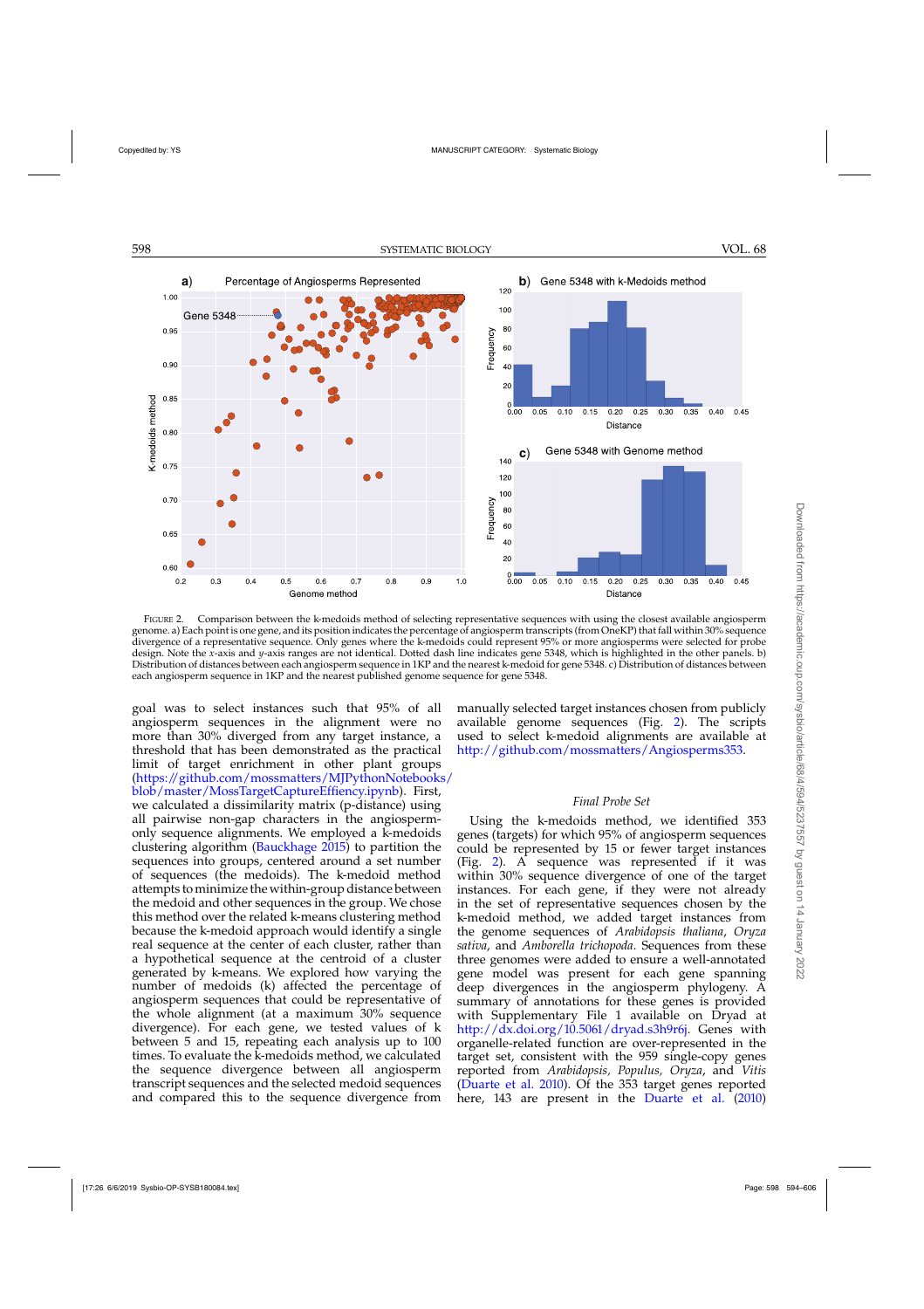FIGURE 2. Comparison between the k-medoids method of selecting representative sequences with using the closest available angiosperm genome. a) Each point is one gene, and its position indicates the percentage of angiosperm transcripts (from OneKP) that fall within 30% sequence divergence of a representative sequence. Only genes where the k-medoids could represent 95% or more angiosperms were selected for probe design. Note the *x*-axis and *y*-axis ranges are not identical. Dotted dash line indicates gene 5348, which is highlighted in the other panels. b) Distribution of distances between each angiosperm sequence in 1KP and the nearest k-medoid for gene 5348. c) Distribution of distances between each angiosperm sequence in 1KP and the nearest published genome sequence for gene 5348.

goal was to select instances such that 95% of all angiosperm sequences in the alignment were no more than 30% diverged from any target instance, a threshold that has been demonstrated as the practical limit of target enrichment in other plant groups (https://github.com/mossmatters/MJPythonNotebooks/blob/master/MossTargetCaptureEffiency.ipynb). First, we calculated a dissimilarity matrix (p-distance) using all pairwise non-gap characters in the angiosperm-only sequence alignments. We employed a k-medoids clustering algorithm (Bauckhage 2015) to partition the sequences into groups, centered around a set number of sequences (the medoids). The k-medoid method attempts to minimize the within-group distance between the medoid and other sequences in the group. We chose this method over the related k-means clustering method because the k-medoid approach would identify a single real sequence at the center of each cluster, rather than a hypothetical sequence at the centroid of a cluster generated by k-means. We explored how varying the number of medoids (k) affected the percentage of angiosperm sequences that could be representative of the whole alignment (at a maximum 30% sequence divergence). For each gene, we tested values of k between 5 and 15, repeating each analysis up to 100 times. To evaluate the k-medoids method, we calculated the sequence divergence between all angiosperm transcript sequences and the selected medoid sequences and compared this to the sequence divergence from manually selected target instances chosen from publicly available genome sequences (Fig. 2). The scripts used to select k-medoid alignments are available at http://github.com/mossmatters/Angiosperms353.

### *Final Probe Set*

Using the k-medoids method, we identified 353 genes (targets) for which 95% of angiosperm sequences could be represented by 15 or fewer target instances (Fig. 2). A sequence was represented if it was within 30% sequence divergence of one of the target instances. For each gene, if they were not already in the set of representative sequences chosen by the k-medoid method, we added target instances from the genome sequences of *Arabidopsis thaliana*, *Oryza sativa*, and *Amborella trichopoda*. Sequences from these three genomes were added to ensure a well-annotated gene model was present for each gene spanning deep divergences in the angiosperm phylogeny. A summary of annotations for these genes is provided with Supplementary File 1 available on Dryad at http://dx.doi.org/10.5061/dryad.s3h9r6j. Genes with organelle-related function are over-represented in the target set, consistent with the 959 single-copy genes reported from *Arabidopsis*, *Populus*, *Oryza*, and *Vitis* (Duarte et al. 2010). Of the 353 target genes reported here, 143 are present in the Duarte et al. (2010)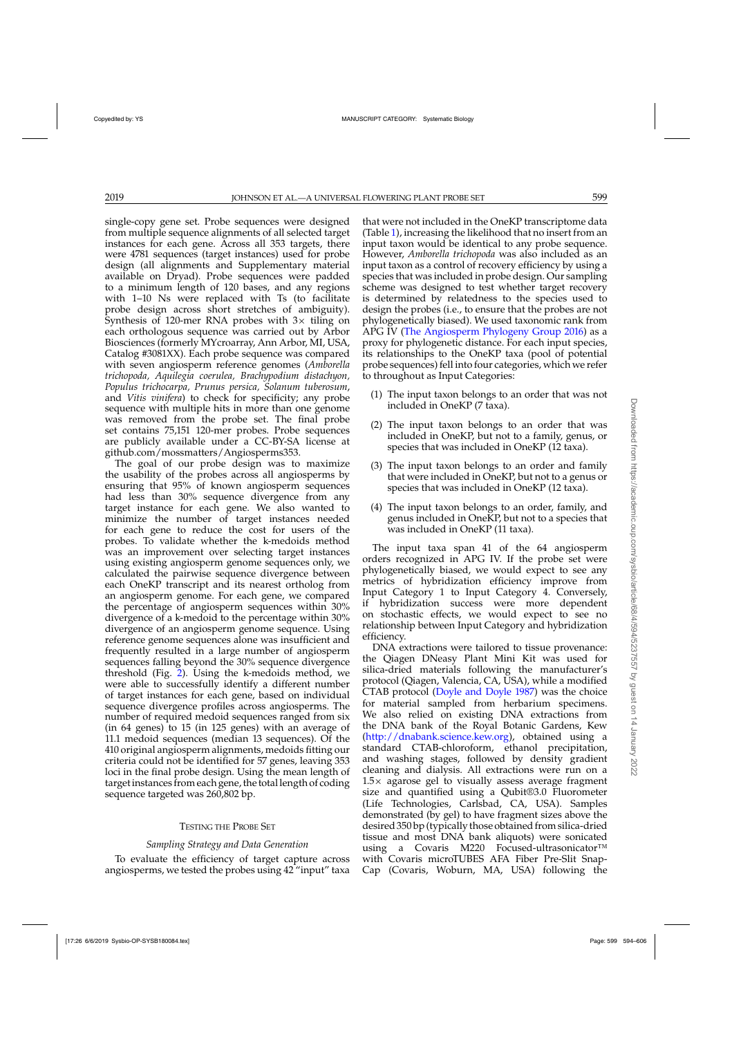single-copy gene set. Probe sequences were designed from multiple sequence alignments of all selected target instances for each gene. Across all 353 targets, there were 4781 sequences (target instances) used for probe design (all alignments and Supplementary material available on Dryad). Probe sequences were padded to a minimum length of 120 bases, and any regions with 1–10 Ns were replaced with Ts (to facilitate probe design across short stretches of ambiguity). Synthesis of 120-mer RNA probes with 3× tiling on each orthologous sequence was carried out by Arbor Biosciences (formerly MYcroarray, Ann Arbor, MI, USA, Catalog #3081XX). Each probe sequence was compared with seven angiosperm reference genomes (*Amborella trichopoda, Aquilegia coerulea, Brachypodium distachyon, Populus trichocarpa, Prunus persica, Solanum tuberosum*, and *Vitis vinifera*) to check for specificity; any probe sequence with multiple hits in more than one genome was removed from the probe set. The final probe set contains 75,151 120-mer probes. Probe sequences are publicly available under a CC-BY-SA license at github.com/mossmatters/Angiosperms353.

The goal of our probe design was to maximize the usability of the probes across all angiosperms by ensuring that 95% of known angiosperm sequences had less than 30% sequence divergence from any target instance for each gene. We also wanted to minimize the number of target instances needed for each gene to reduce the cost for users of the probes. To validate whether the k-medoids method was an improvement over selecting target instances using existing angiosperm genome sequences only, we calculated the pairwise sequence divergence between each OneKP transcript and its nearest ortholog from an angiosperm genome. For each gene, we compared the percentage of angiosperm sequences within 30% divergence of a k-medoid to the percentage within 30% divergence of an angiosperm genome sequence. Using reference genome sequences alone was insufficient and frequently resulted in a large number of angiosperm sequences falling beyond the 30% sequence divergence threshold (Fig. 2). Using the k-medoids method, we were able to successfully identify a different number of target instances for each gene, based on individual sequence divergence profiles across angiosperms. The number of required medoid sequences ranged from six (in 64 genes) to 15 (in 125 genes) with an average of 11.1 medoid sequences (median 13 sequences). Of the 410 original angiosperm alignments, medoids fitting our criteria could not be identified for 57 genes, leaving 353 loci in the final probe design. Using the mean length of target instances from each gene, the total length of coding sequence targeted was 260,802 bp.

## Testing the Probe Set

### *Sampling Strategy and Data Generation*

To evaluate the efficiency of target capture across angiosperms, we tested the probes using 42 "input" taxa that were not included in the OneKP transcriptome data (Table 1), increasing the likelihood that no insert from an input taxon would be identical to any probe sequence. However, *Amborella trichopoda* was also included as an input taxon as a control of recovery efficiency by using a species that was included in probe design. Our sampling scheme was designed to test whether target recovery is determined by relatedness to the species used to design the probes (i.e., to ensure that the probes are not phylogenetically biased). We used taxonomic rank from APG IV (The Angiosperm Phylogeny Group 2016) as a proxy for phylogenetic distance. For each input species, its relationships to the OneKP taxa (pool of potential probe sequences) fell into four categories, which we refer to throughout as Input Categories:

1. The input taxon belongs to an order that was not included in OneKP (7 taxa).
2. The input taxon belongs to an order that was included in OneKP, but not to a family, genus, or species that was included in OneKP (12 taxa).
3. The input taxon belongs to an order and family that were included in OneKP, but not to a genus or species that was included in OneKP (12 taxa).
4. The input taxon belongs to an order, family, and genus included in OneKP, but not to a species that was included in OneKP (11 taxa).

The input taxa span 41 of the 64 angiosperm orders recognized in APG IV. If the probe set were phylogenetically biased, we would expect to see any metrics of hybridization efficiency improve from Input Category 1 to Input Category 4. Conversely, if hybridization success were more dependent on stochastic effects, we would expect to see no relationship between Input Category and hybridization efficiency.

DNA extractions were tailored to tissue provenance: the Qiagen DNeasy Plant Mini Kit was used for silica-dried materials following the manufacturer's protocol (Qiagen, Valencia, CA, USA), while a modified CTAB protocol (Doyle and Doyle 1987) was the choice for material sampled from herbarium specimens. We also relied on existing DNA extractions from the DNA bank of the Royal Botanic Gardens, Kew (http://dnabank.science.kew.org), obtained using a standard CTAB-chloroform, ethanol precipitation, and washing stages, followed by density gradient cleaning and dialysis. All extractions were run on a 1.5× agarose gel to visually assess average fragment size and quantified using a Qubit®3.0 Fluorometer (Life Technologies, Carlsbad, CA, USA). Samples demonstrated (by gel) to have fragment sizes above the desired 350 bp (typically those obtained from silica-dried tissue and most DNA bank aliquots) were sonicated using a Covaris M220 Focused-ultrasonicator™ with Covaris microTUBES AFA Fiber Pre-Slit Snap-Cap (Covaris, Woburn, MA, USA) following the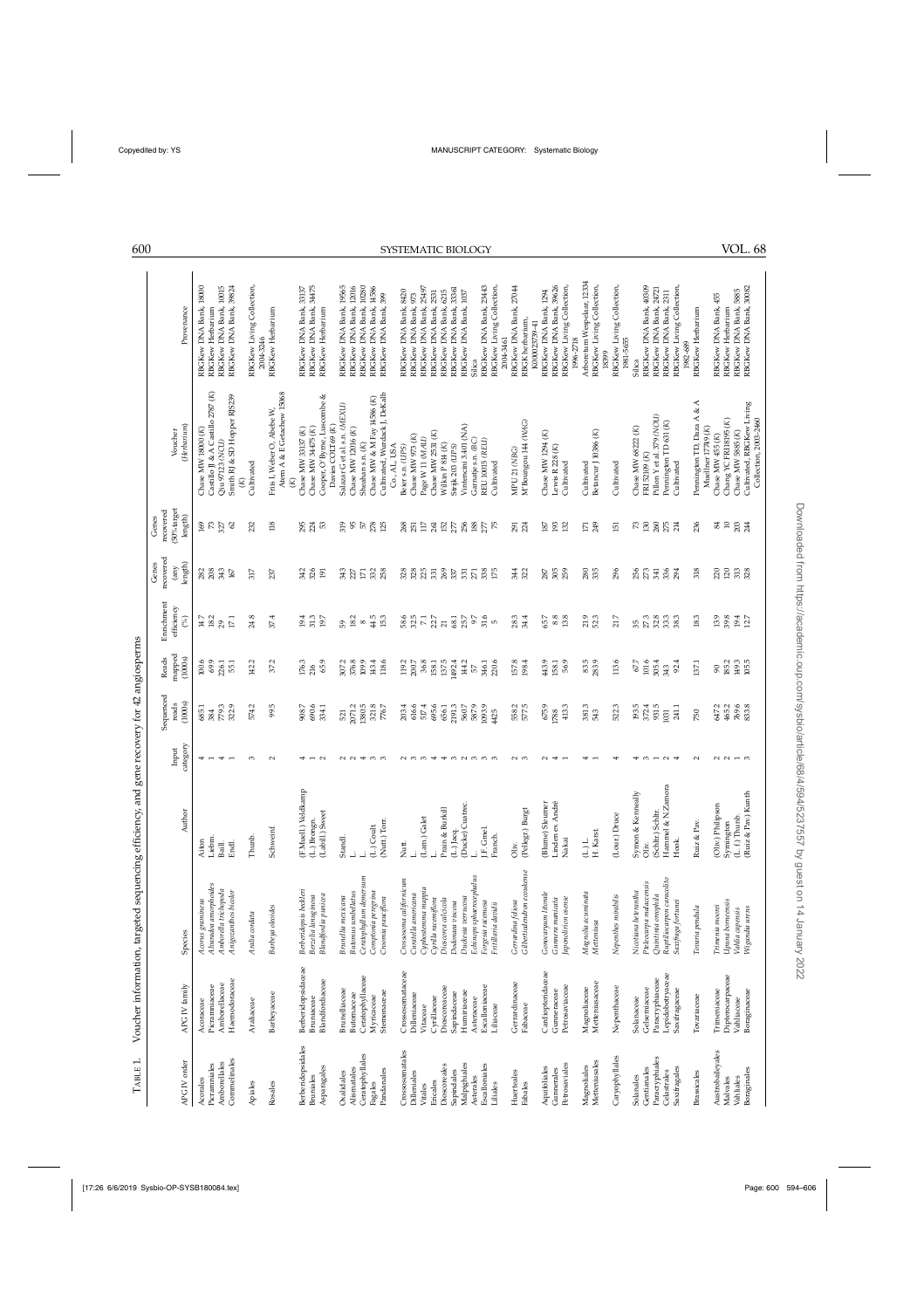TABLE 1. Voucher information, targeted sequencing efficiency, and gene recovery for 42 angiosperms

| APG IV order | APG IV family | Species | Author | Input category | Sequenced reads (1000s) | Reads mapped (1000s) | Enrichment efficiency (%) | Genes recovered (any length) | Genes recovered (50% target length) | Voucher (*Herbarium*) | Provenance |
|---|---|---|---|---|---|---|---|---|---|---|---|
| Acorales | Acoraceae | *Acorus gramineus* | Aiton | 4 | 685.1 | 100.6 | 14.7 | 282 | 169 | Chase MW 18000 (*K*) | RBGKew DNA Bank, 18000 |
| Picramniales | Picramniaceae | *Alvaradoa amorphoides* | Liebm. | 1 | 384 | 69.9 | 18.2 | 208 | 73 | Castillo JJ & A Castillo 2787 (*K*) | RBGKew Herbarium |
| Amborellales | Amborellaceae | *Amborella trichopoda* | Baill. | 4 | 779.3 | 226.1 | 29 | 343 | 327 | Qiu 97123 (*NCU*) | RBGKew DNA Bank, 10015 |
| Commelinales | Haemodoraceae | *Anigozanthos bicolor* | Endl. | 1 | 322.9 | 55.1 | 17.1 | 167 | 62 | Smith RJ & SD Hopper RJS239 (*K*) | RBGKew DNA Bank, 39824 |
| Apiales | Araliaceae | *Aralia cordata* | Thunb. | 3 | 574.2 | 142.2 | 24.8 | 317 | 232 | Cultivated | RBGKew Living Collection, 2004-3246 |
| Rosales | Barbeyaceae | *Barbeya oleoides* | Schweinf. | 2 | 99.5 | 37.2 | 37.4 | 237 | 118 | Friis I, Weber O, Abebe W, Atem A & E Getachew 15068 (*K*) | RBGKew Herbarium |
| Berberidopsidales | Berberidopsidaceae | *Berberidopsis beckleri* | (F.Muell.) Veldkamp | 4 | 908.7 | 176.3 | 19.4 | 342 | 295 | Chase MW 33137 (*K*) | RBGKew DNA Bank, 33137 |
| Bruniales | Bruniaceae | *Berzelia lanuginosa* | (L.) Brongn. | 1 | 690.6 | 216 | 31.3 | 326 | 224 | Chase MW 34475 (*K*) | RBGKew DNA Bank, 34475 |
| Asparagales | Blandfordiaceae | *Blandfordia punicea* | (Labill.) Sweet | 2 | 334.1 | 65.9 | 19.7 | 191 | 53 | Cooper, O'Byrne, Luscombe & Davies COLT69 (*K*) | RBGKew Herbarium |
| Oxalidales | Brunelliaceae | *Brunellia mexicana* | Standl. | 2 | 521 | 307.2 | 59 | 343 | 319 | Salazar G et al. s.n. (*MEXU*) | RBGKew DNA Bank, 19565 |
| Alismatales | Butomaceae | *Butomus umbellatus* | L. | 2 | 2071.2 | 376.8 | 18.2 | 227 | 95 | Chase MW 12016 (*K*) | RBGKew DNA Bank, 12016 |
| Ceratophyllales | Ceratophyllaceae | *Ceratophyllum demersum* | L. | 4 | 1380.5 | 109.9 | 8 | 171 | 57 | Sheahan s.n. (*K*) | RBGKew DNA Bank, 10280 |
| Fagales | Myricaceae | *Comptonia peregrina* | (L.) Coult. | 3 | 321.8 | 143.4 | 44.5 | 332 | 278 | Chase MW & M Fay 14586 (*K*) | RBGKew DNA Bank, 14586 |
| Pandanales | Stemonaceae | *Croomia pauciflora* | (Nutt.) Torr. | 3 | 776.7 | 118.6 | 15.3 | 258 | 125 | Cultivated, Wurdack J, DeKalb Co., AL, USA | RBGKew DNA Bank, 399 |
| Crossosomatales | Crossosomataceae | *Crossosoma californicum* | Nutt. | 2 | 203.4 | 119.2 | 58.6 | 328 | 268 | Boer s.n. (*UPS*) | RBGKew DNA Bank, 8420 |
| Dilleniales | Dilleniaceae | *Curatella americana* | L. | 3 | 616.6 | 200.7 | 32.5 | 328 | 251 | Chase MW 973 (*K*) | RBGKew DNA Bank, 973 |
| Vitales | Vitaceae | *Cyphostemma mappia* | (Lam.) Galet | 3 | 517.4 | 36.8 | 7.1 | 225 | 117 | Page W 11 (*MAU*) | RBGKew DNA Bank, 25497 |
| Ericales | Cyrillaceae | *Cyrilla racemiflora* | L. | 4 | 695.6 | 158.1 | 22.7 | 331 | 261 | Chase MW 2531 (*K*) | RBGKew DNA Bank, 2531 |
| Dioscoreales | Dioscoreaceae | *Dioscorea calcicola* | Prain & Burkill | 4 | 656.1 | 137.5 | 21 | 269 | 152 | Wilkin P 814 (*K*) | RBGKew DNA Bank, 6215 |
| Sapindales | Sapindaceae | *Dodonaea viscosa* | (L.) Jacq. | 3 | 2191.3 | 1492.4 | 68.1 | 337 | 277 | Strijk 203 (*UPS*) | RBGKew DNA Bank, 33360 |
| Malpighiales | Humiriaceae | *Duckesia verrucosa* | (Ducke) Cuatrec. | 2 | 560.9 | 141.2 | 25.7 | 331 | 256 | Vicentini et al. 1001 (*NA*) | RBGKew DNA Bank, 1037 |
| Asterales | Asteraceae | *Echinops sphaerocephalus* | L. | 3 | 587.9 | 57 | 9.7 | 271 | 188 | Garnatje s.n. (*BC*) | Silica |
| Escalloniales | Escalloniaceae | *Forgesia racemosa* | J.F.Gmel. | 3 | 1093.9 | 346.1 | 31.6 | 338 | 277 | REU 10015 (*REU*) | RBGKew DNA Bank, 23443 |
| Liliales | Liliaceae | *Fritillaria davidii* | Franch. | 3 | 4425 | 220.6 | 5 | 175 | 75 | Cultivated | RBGKew Living Collection, 2004-3461 |
| Huerteales | Gerrardinaceae | *Gerrardina foliosa* | Oliv. | 2 | 558.2 | 157.8 | 28.3 | 344 | 291 | MPU 21 (*NBG*) | RBGKew DNA Bank, 27044 |
| Fabales | Fabaceae | *Gilbertiodendron ecoukense* | (Pellegr.) Burgt | 3 | 577.5 | 198.4 | 34.4 | 322 | 224 | M'Boungou 144 (*WAG*) | RBGKew Herbarium, K000023739-41 |
| Aquifoliales | Cardiopteridaceae | *Gonocaryum litorale* | (Blume) Sleumer | 2 | 675.9 | 443.9 | 65.7 | 287 | 187 | Chase MW 1294 (*K*) | RBGKew DNA Bank, 1294 |
| Gunnerales | Gunneraceae | *Gunnera manicata* | Linden ex André | 4 | 1788 | 158.1 | 8.8 | 305 | 193 | Lewis R 228 (*K*) | RBGKew DNA Bank, 39626 |
| Petrosaviales | Petrosaviaceae | *Japonolirion osense* | Nakai | 1 | 413.3 | 56.9 | 13.8 | 259 | 132 | Cultivated | RBGKew Living Collection, 1996-2778 |
| Magnoliales | Magnoliaceae | *Magnolia acuminata* | (L.) L. | 4 | 381.3 | 83.5 | 21.9 | 280 | 171 | Cultivated | Arboretum Wespelaar, 12334 |
| Metteniusales | Metteniusaceae | *Mettenius* | H. Karst. | 1 | 543 | 283.9 | 52.3 | 335 | 249 | Betancur J 10386 (*K*) | RBGKew Living Collection, 18399 |
| Caryophyllales | Nepenthaceae | *Nepenthes mirabilis* | (Lour.) Druce | 4 | 522.3 | 113.6 | 21.7 | 296 | 151 | Cultivated | RBGKew Living Collection, 1981-5655 |
| Solanales | Solanaceae | *Nicotiana heterantha* | Symon & Kenneally | 4 | 193.5 | 67.7 | 35 | 256 | 73 | Chase MW 68222 (*K*) | Silica |
| Gentianales | Gelsemiaceae | *Pteleocarpa malaccensis* | Oliv. | 3 | 372.4 | 101.6 | 27.3 | 273 | 130 | FRI 52109 (*K*) | RBGKew DNA Bank, 40309 |
| Paracryphiales | Paracryphiaceae | *Quintinia oreophila* | (Schltr.) Schltr. | 1 | 931.5 | 305.4 | 32.8 | 341 | 260 | Pillon Y et al. 379 (*NOU*) | RBGKew DNA Bank, 24721 |
| Celastrales | Lepidobotryaceae | *Ruptiliocarpon caracolito* | Hammel & N.Zamora | 2 | 1031 | 343 | 33.3 | 336 | 275 | Pennington TD 631 (*K*) | RBGKew DNA Bank, 2311 |
| Saxifragales | Saxifragaceae | *Saxifraga fortunei* | Hook. | 4 | 241.1 | 92.4 | 38.3 | 294 | 234 | Cultivated | RBGKew Living Collection, 1982-689 |
| Brassicales | Tovariaceae | *Tovaria pendula* | Ruiz & Pav. | 2 | 750 | 137.1 | 18.3 | 318 | 236 | Pennington TD, Daza A & A Mueller 17749 (*K*) | RBGKew Herbarium |
| Austrobaileyales | Trimeniaceae | *Trimenia moorei* | (Oliv.) Philipson | 2 | 647.2 | 90 | 13.9 | 220 | 84 | Chase MW 455 (*K*) | RBGKew DNA Bank, 455 |
| Malvales | Dipterocarpaceae | *Upuna borneensis* | Symington | 2 | 465.2 | 185.2 | 39.8 | 120 | 10 | Chang YC FRI18195 (*K*) | RBGKew Herbarium |
| Vahliales | Vahliaceae | *Vahlia capensis* | (L. f.) Thunb. | 1 | 769.6 | 149.3 | 19.4 | 313 | 203 | Chase MW 5885 (*K*) | RBGKew DNA Bank, 5885 |
| Boraginales | Boraginaceae | *Wigandia urens* | (Ruiz & Pav.) Kunth | 3 | 833.8 | 105.5 | 12.7 | 328 | 244 | Cultivated, RBGKew Living Collection, 2003-2460 | RBGKew DNA Bank, 30082 |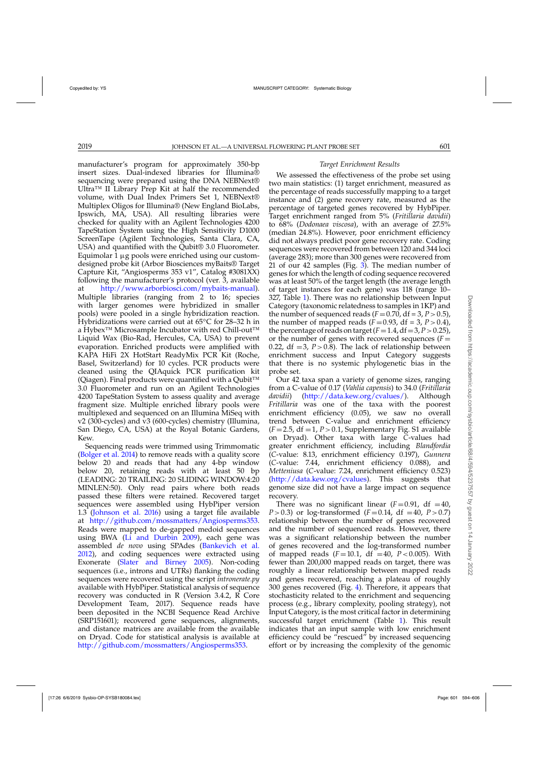manufacturer's program for approximately 350-bp insert sizes. Dual-indexed libraries for Illumina® sequencing were prepared using the DNA NEBNext® Ultra™ II Library Prep Kit at half the recommended volume, with Dual Index Primers Set 1, NEBNext® Multiplex Oligos for Illumina® (New England BioLabs, Ipswich, MA, USA). All resulting libraries were checked for quality with an Agilent Technologies 4200 TapeStation System using the High Sensitivity D1000 ScreenTape (Agilent Technologies, Santa Clara, CA, USA) and quantified with the Qubit® 3.0 Fluorometer. Equimolar 1 μg pools were enriched using our custom-designed probe kit (Arbor Biosciences myBaits® Target Capture Kit, "Angiosperms 353 v1", Catalog #3081XX) following the manufacturer's protocol (ver. 3, available at http://www.arborbiosci.com/mybaits-manual). Multiple libraries (ranging from 2 to 16; species with larger genomes were hybridized in smaller pools) were pooled in a single hybridization reaction. Hybridizations were carried out at 65°C for 28–32 h in a Hybex™ Microsample Incubator with red Chill-out™ Liquid Wax (Bio-Rad, Hercules, CA, USA) to prevent evaporation. Enriched products were amplified with KAPA HiFi 2X HotStart ReadyMix PCR Kit (Roche, Basel, Switzerland) for 10 cycles. PCR products were cleaned using the QIAquick PCR purification kit (Qiagen). Final products were quantified with a Qubit™ 3.0 Fluorometer and run on an Agilent Technologies 4200 TapeStation System to assess quality and average fragment size. Multiple enriched library pools were multiplexed and sequenced on an Illumina MiSeq with v2 (300-cycles) and v3 (600-cycles) chemistry (Illumina, San Diego, CA, USA) at the Royal Botanic Gardens, Kew.

Sequencing reads were trimmed using Trimmomatic (Bolger et al. 2014) to remove reads with a quality score below 20 and reads that had any 4-bp window below 20, retaining reads with at least 50 bp (LEADING: 20 TRAILING: 20 SLIDING WINDOW:4:20 MINLEN:50). Only read pairs where both reads passed these filters were retained. Recovered target sequences were assembled using HybPiper version 1.3 (Johnson et al. 2016) using a target file available at http://github.com/mossmatters/Angiosperms353. Reads were mapped to de-gapped medoid sequences using BWA (Li and Durbin 2009), each gene was assembled *de novo* using SPAdes (Bankevich et al. 2012), and coding sequences were extracted using Exonerate (Slater and Birney 2005). Non-coding sequences (i.e., introns and UTRs) flanking the coding sequences were recovered using the script *intronerate.py* available with HybPiper. Statistical analysis of sequence recovery was conducted in R (Version 3.4.2, R Core Development Team, 2017). Sequence reads have been deposited in the NCBI Sequence Read Archive (SRP151601); recovered gene sequences, alignments, and distance matrices are available from the available on Dryad. Code for statistical analysis is available at http://github.com/mossmatters/Angiosperms353.

### *Target Enrichment Results*

We assessed the effectiveness of the probe set using two main statistics: (1) target enrichment, measured as the percentage of reads successfully mapping to a target instance and (2) gene recovery rate, measured as the percentage of targeted genes recovered by HybPiper. Target enrichment ranged from 5% (*Fritillaria davidii*) to 68% (*Dodonaea viscosa*), with an average of 27.5% (median 24.8%). However, poor enrichment efficiency did not always predict poor gene recovery rate. Coding sequences were recovered from between 120 and 344 loci (average 283); more than 300 genes were recovered from 21 of our 42 samples (Fig. 3). The median number of genes for which the length of coding sequence recovered was at least 50% of the target length (the average length of target instances for each gene) was 118 (range 10–327, Table 1). There was no relationship between Input Category (taxonomic relatedness to samples in 1KP) and the number of sequenced reads ($F = 0.70$, df = 3, $P > 0.5$), the number of mapped reads ($F = 0.93$, df = 3, $P > 0.4$), the percentage of reads on target ($F = 1.4$, df = 3, $P > 0.25$), or the number of genes with recovered sequences ($F = 0.22$, df = 3, $P > 0.8$). The lack of relationship between enrichment success and Input Category suggests that there is no systemic phylogenetic bias in the probe set.

Our 42 taxa span a variety of genome sizes, ranging from a C-value of 0.17 (*Vahlia capensis*) to 34.0 (*Fritillaria davidii*) (http://data.kew.org/cvalues/). Although *Fritillaria* was one of the taxa with the poorest enrichment efficiency (0.05), we saw no overall trend between C-value and enrichment efficiency ($F = 2.5$, df = 1, $P > 0.1$, Supplementary Fig. S1 available on Dryad). Other taxa with large C-values had greater enrichment efficiency, including *Blandfordia* (C-value: 8.13, enrichment efficiency 0.197), *Gunnera* (C-value: 7.44, enrichment efficiency 0.088), and *Metteniusa* (C-value: 7.24, enrichment efficiency 0.523) (http://data.kew.org/cvalues). This suggests that genome size did not have a large impact on sequence recovery.

There was no significant linear ($F = 0.91$, df = 40, $P > 0.3$) or log-transformed ($F = 0.14$, df = 40, $P > 0.7$) relationship between the number of genes recovered and the number of sequenced reads. However, there was a significant relationship between the number of genes recovered and the log-transformed number of mapped reads ($F = 10.1$, df = 40, $P < 0.005$). With fewer than 200,000 mapped reads on target, there was roughly a linear relationship between mapped reads and genes recovered, reaching a plateau of roughly 300 genes recovered (Fig. 4). Therefore, it appears that stochasticity related to the enrichment and sequencing process (e.g., library complexity, pooling strategy), not Input Category, is the most critical factor in determining successful target enrichment (Table 1). This result indicates that an input sample with low enrichment efficiency could be "rescued" by increased sequencing effort or by increasing the complexity of the genomic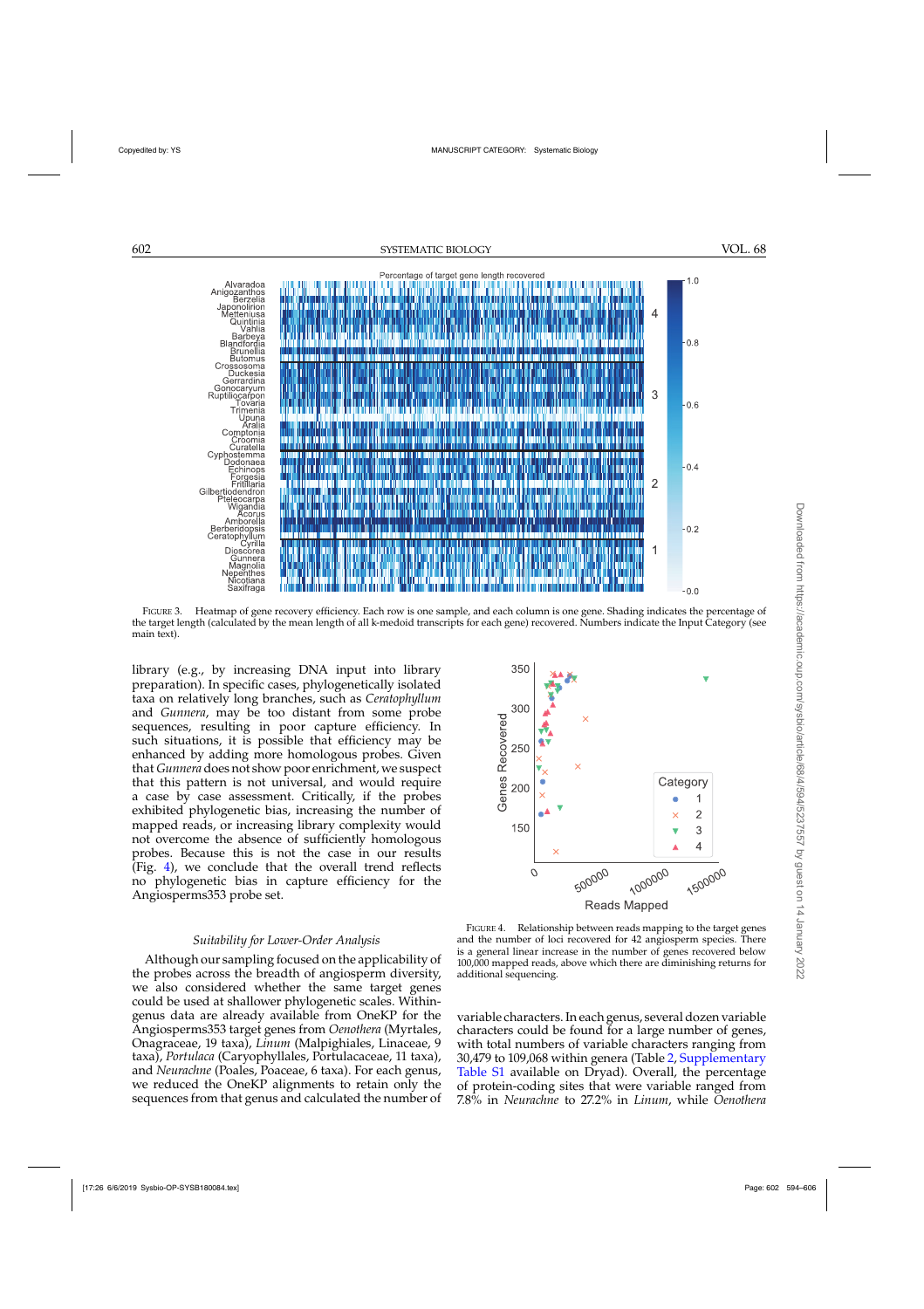FIGURE 3. Heatmap of gene recovery efficiency. Each row is one sample, and each column is one gene. Shading indicates the percentage of the target length (calculated by the mean length of all k-medoid transcripts for each gene) recovered. Numbers indicate the Input Category (see main text).

library (e.g., by increasing DNA input into library preparation). In specific cases, phylogenetically isolated taxa on relatively long branches, such as *Ceratophyllum* and *Gunnera*, may be too distant from some probe sequences, resulting in poor capture efficiency. In such situations, it is possible that efficiency may be enhanced by adding more homologous probes. Given that *Gunnera* does not show poor enrichment, we suspect that this pattern is not universal, and would require a case by case assessment. Critically, if the probes exhibited phylogenetic bias, increasing the number of mapped reads, or increasing library complexity would not overcome the absence of sufficiently homologous probes. Because this is not the case in our results (Fig. 4), we conclude that the overall trend reflects no phylogenetic bias in capture efficiency for the Angiosperms353 probe set.

FIGURE 4. Relationship between reads mapping to the target genes and the number of loci recovered for 42 angiosperm species. There is a general linear increase in the number of genes recovered below 100,000 mapped reads, above which there are diminishing returns for additional sequencing.

### *Suitability for Lower-Order Analysis*

Although our sampling focused on the applicability of the probes across the breadth of angiosperm diversity, we also considered whether the same target genes could be used at shallower phylogenetic scales. Within-genus data are already available from OneKP for the Angiosperms353 target genes from *Oenothera* (Myrtales, Onagraceae, 19 taxa), *Linum* (Malpighiales, Linaceae, 9 taxa), *Portulaca* (Caryophyllales, Portulacaceae, 11 taxa), and *Neurachne* (Poales, Poaceae, 6 taxa). For each genus, we reduced the OneKP alignments to retain only the sequences from that genus and calculated the number of variable characters. In each genus, several dozen variable characters could be found for a large number of genes, with total numbers of variable characters ranging from 30,479 to 109,068 within genera (Table 2, Supplementary Table S1 available on Dryad). Overall, the percentage of protein-coding sites that were variable ranged from 7.8% in *Neurachne* to 27.2% in *Linum*, while *Oenothera*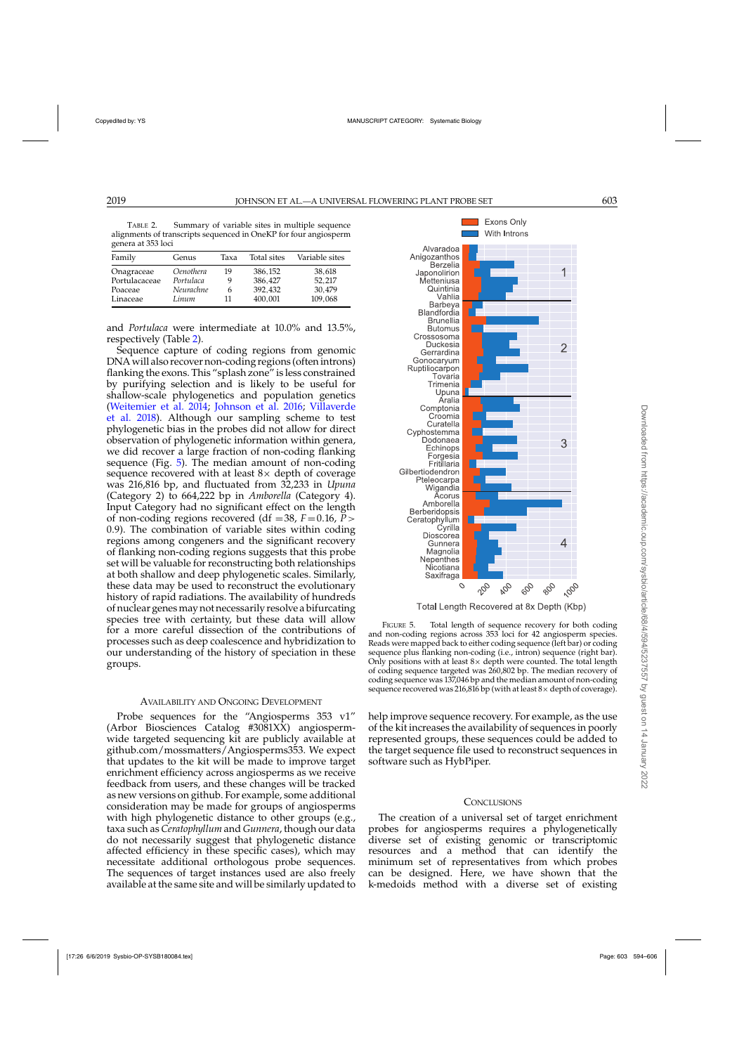Table 2. Summary of variable sites in multiple sequence alignments of transcripts sequenced in OneKP for four angiosperm genera at 353 loci

| Family | Genus | Taxa | Total sites | Variable sites |
|---|---|---|---|---|
| Onagraceae | *Oenothera* | 19 | 386,152 | 38,618 |
| Portulacaceae | *Portulaca* | 9 | 386,427 | 52,217 |
| Poaceae | *Neurachne* | 6 | 392,432 | 30,479 |
| Linaceae | *Linum* | 11 | 400,001 | 109,068 |

and *Portulaca* were intermediate at 10.0% and 13.5%, respectively (Table 2).

Sequence capture of coding regions from genomic DNA will also recover non-coding regions (often introns) flanking the exons. This "splash zone" is less constrained by purifying selection and is likely to be useful for shallow-scale phylogenetics and population genetics (Weitemier et al. 2014; Johnson et al. 2016; Villaverde et al. 2018). Although our sampling scheme to test phylogenetic bias in the probes did not allow for direct observation of phylogenetic information within genera, we did recover a large fraction of non-coding flanking sequence (Fig. 5). The median amount of non-coding sequence recovered with at least 8× depth of coverage was 216,816 bp, and fluctuated from 32,233 in *Upuna* (Category 2) to 664,222 bp in *Amborella* (Category 4). Input Category had no significant effect on the length of non-coding regions recovered (df $=38$, $F=0.16$, $P>0.9$). The combination of variable sites within coding regions among congeners and the significant recovery of flanking non-coding regions suggests that this probe set will be valuable for reconstructing both relationships at both shallow and deep phylogenetic scales. Similarly, these data may be used to reconstruct the evolutionary history of rapid radiations. The availability of hundreds of nuclear genes may not necessarily resolve a bifurcating species tree with certainty, but these data will allow for a more careful dissection of the contributions of processes such as deep coalescence and hybridization to our understanding of the history of speciation in these groups.

Figure 5. Total length of sequence recovery for both coding and non-coding regions across 353 loci for 42 angiosperm species. Reads were mapped back to either coding sequence (left bar) or coding sequence plus flanking non-coding (i.e., intron) sequence (right bar). Only positions with at least 8× depth were counted. The total length of coding sequence targeted was 260,802 bp. The median recovery of coding sequence was 137,046 bp and the median amount of non-coding sequence recovered was 216,816 bp (with at least 8× depth of coverage).

## Availability and Ongoing Development

Probe sequences for the "Angiosperms 353 v1" (Arbor Biosciences Catalog #3081XX) angiosperm-wide targeted sequencing kit are publicly available at github.com/mossmatters/Angiosperms353. We expect that updates to the kit will be made to improve target enrichment efficiency across angiosperms as we receive feedback from users, and these changes will be tracked as new versions on github. For example, some additional consideration may be made for groups of angiosperms with high phylogenetic distance to other groups (e.g., taxa such as *Ceratophyllum* and *Gunnera*, though our data do not necessarily suggest that phylogenetic distance affected efficiency in these specific cases), which may necessitate additional orthologous probe sequences. The sequences of target instances used are also freely available at the same site and will be similarly updated to help improve sequence recovery. For example, as the use of the kit increases the availability of sequences in poorly represented groups, these sequences could be added to the target sequence file used to reconstruct sequences in software such as HybPiper.

## Conclusions

The creation of a universal set of target enrichment probes for angiosperms requires a phylogenetically diverse set of existing genomic or transcriptomic resources and a method that can identify the minimum set of representatives from which probes can be designed. Here, we have shown that the k-medoids method with a diverse set of existing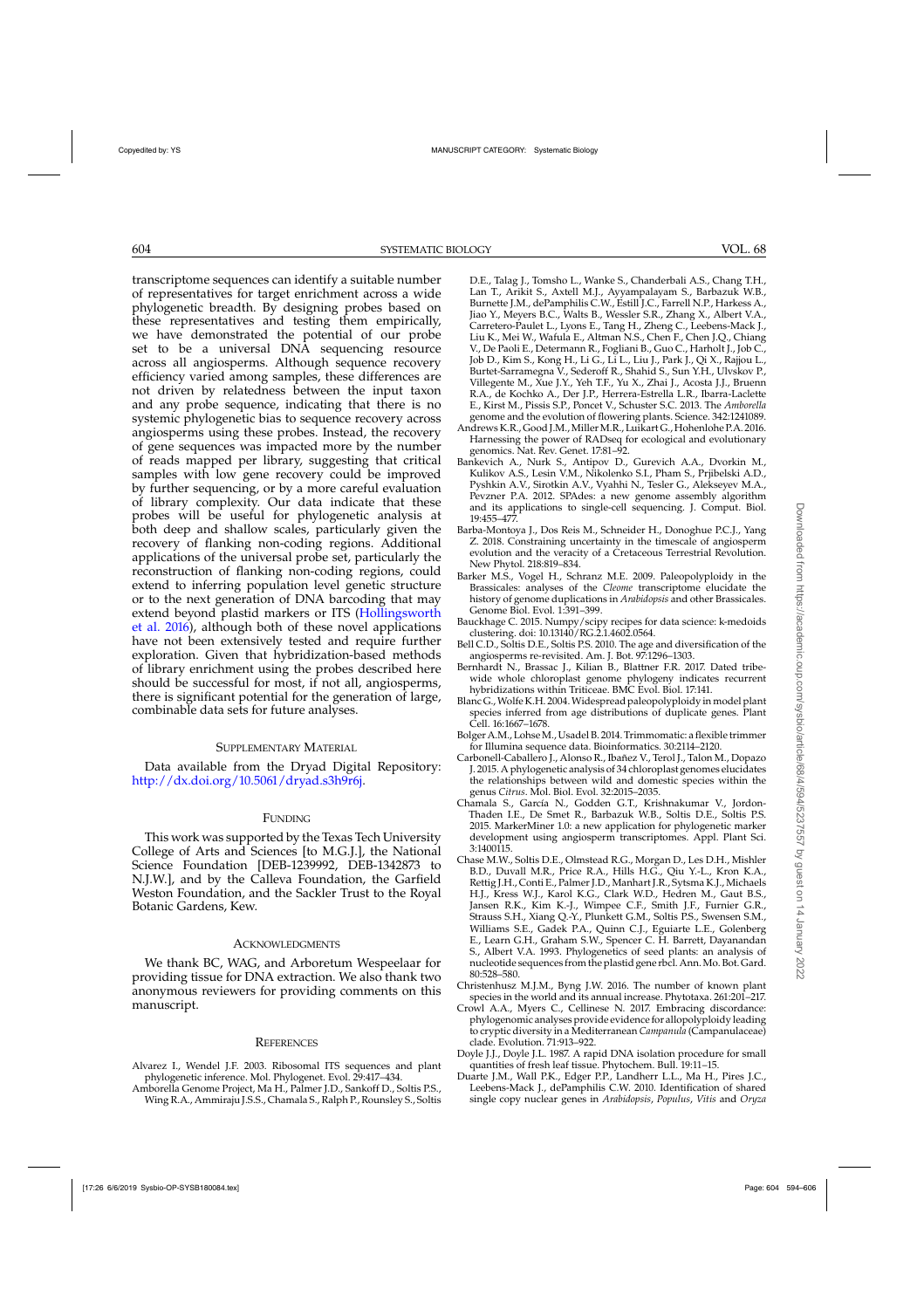transcriptome sequences can identify a suitable number of representatives for target enrichment across a wide phylogenetic breadth. By designing probes based on these representatives and testing them empirically, we have demonstrated the potential of our probe set to be a universal DNA sequencing resource across all angiosperms. Although sequence recovery efficiency varied among samples, these differences are not driven by relatedness between the input taxon and any probe sequence, indicating that there is no systemic phylogenetic bias to sequence recovery across angiosperms using these probes. Instead, the recovery of gene sequences was impacted more by the number of reads mapped per library, suggesting that critical samples with low gene recovery could be improved by further sequencing, or by a more careful evaluation of library complexity. Our data indicate that these probes will be useful for phylogenetic analysis at both deep and shallow scales, particularly given the recovery of flanking non-coding regions. Additional applications of the universal probe set, particularly the reconstruction of flanking non-coding regions, could extend to inferring population level genetic structure or to the next generation of DNA barcoding that may extend beyond plastid markers or ITS (Hollingsworth et al. 2016), although both of these novel applications have not been extensively tested and require further exploration. Given that hybridization-based methods of library enrichment using the probes described here should be successful for most, if not all, angiosperms, there is significant potential for the generation of large, combinable data sets for future analyses.

## Supplementary Material

Data available from the Dryad Digital Repository: http://dx.doi.org/10.5061/dryad.s3h9r6j.

## Funding

This work was supported by the Texas Tech University College of Arts and Sciences [to M.G.J.], the National Science Foundation [DEB-1239992, DEB-1342873 to N.J.W.], and by the Calleva Foundation, the Garfield Weston Foundation, and the Sackler Trust to the Royal Botanic Gardens, Kew.

## Acknowledgments

We thank BC, WAG, and Arboretum Wespeelaar for providing tissue for DNA extraction. We also thank two anonymous reviewers for providing comments on this manuscript.

## References

Alvarez I., Wendel J.F. 2003. Ribosomal ITS sequences and plant phylogenetic inference. Mol. Phylogenet. Evol. 29:417–434.

Amborella Genome Project, Ma H., Palmer J.D., Sankoff D., Soltis P.S., Wing R.A., Ammiraju J.S.S., Chamala S., Ralph P., Rounsley S., Soltis D.E., Talag J., Tomsho L., Wanke S., Chanderbali A.S., Chang T.H., Lan T., Arikit S., Axtell M.J., Ayyampalayam S., Barbazuk W.B., Burnette J.M., dePamphilis C.W., Estill J.C., Farrell N.P., Harkess A., Jiao Y., Meyers B.C., Walts B., Wessler S.R., Zhang X., Albert V.A., Carretero-Paulet L., Lyons E., Tang H., Zheng C., Leebens-Mack J., Liu K., Mei W., Wafula E., Altman N.S., Chen F., Chen J.Q., Chiang V., De Paoli E., Determann R., Fogliani B., Guo C., Harholt J., Job C., Job D., Kim S., Kong H., Li G., Li L., Liu J., Park J., Qi X., Rajjou L., Burtet-Sarramegna V., Sederoff R., Shahid S., Sun Y.H., Ulvskov P., Villegente M., Xue J.Y., Yeh T.F., Yu X., Zhai J., Acosta J.J., Bruenn R.A., de Kochko A., Der J.P., Herrera-Estrella L.R., Ibarra-Laclette E., Kirst M., Pissis S.P., Poncet V., Schuster S.C. 2013. The *Amborella* genome and the evolution of flowering plants. Science. 342:1241089.

Andrews K.R., Good J.M., Miller M.R., Luikart G., Hohenlohe P.A. 2016. Harnessing the power of RADseq for ecological and evolutionary genomics. Nat. Rev. Genet. 17:81–92.

Bankevich A., Nurk S., Antipov D., Gurevich A.A., Dvorkin M., Kulikov A.S., Lesin V.M., Nikolenko S.I., Pham S., Prjibelski A.D., Pyshkin A.V., Sirotkin A.V., Vyahhi N., Tesler G., Alekseyev M.A., Pevzner P.A. 2012. SPAdes: a new genome assembly algorithm and its applications to single-cell sequencing. J. Comput. Biol. 19:455–477.

Barba-Montoya J., Dos Reis M., Schneider H., Donoghue P.C.J., Yang Z. 2018. Constraining uncertainty in the timescale of angiosperm evolution and the veracity of a Cretaceous Terrestrial Revolution. New Phytol. 218:819–834.

Barker M.S., Vogel H., Schranz M.E. 2009. Paleopolyploidy in the Brassicales: analyses of the *Cleome* transcriptome elucidate the history of genome duplications in *Arabidopsis* and other Brassicales. Genome Biol. Evol. 1:391–399.

Bauckhage C. 2015. Numpy/scipy recipes for data science: k-medoids clustering. doi: 10.13140/RG.2.1.4602.0564.

Bell C.D., Soltis D.E., Soltis P.S. 2010. The age and diversification of the angiosperms re-revisited. Am. J. Bot. 97:1296–1303.

Bernhardt N., Brassac J., Kilian B., Blattner F.R. 2017. Dated tribe-wide whole chloroplast genome phylogeny indicates recurrent hybridizations within Triticeae. BMC Evol. Biol. 17:141.

Blanc G., Wolfe K.H. 2004. Widespread paleopolyploidy in model plant species inferred from age distributions of duplicate genes. Plant Cell. 16:1667–1678.

Bolger A.M., Lohse M., Usadel B. 2014. Trimmomatic: a flexible trimmer for Illumina sequence data. Bioinformatics. 30:2114–2120.

Carbonell-Caballero J., Alonso R., Ibañez V., Terol J., Talon M., Dopazo J. 2015. A phylogenetic analysis of 34 chloroplast genomes elucidates the relationships between wild and domestic species within the genus *Citrus*. Mol. Biol. Evol. 32:2015–2035.

Chamala S., García N., Godden G.T., Krishnakumar V., Jordon-Thaden I.E., De Smet R., Barbazuk W.B., Soltis D.E., Soltis P.S. 2015. MarkerMiner 1.0: a new application for phylogenetic marker development using angiosperm transcriptomes. Appl. Plant Sci. 3:1400115.

Chase M.W., Soltis D.E., Olmstead R.G., Morgan D., Les D.H., Mishler B.D., Duvall M.R., Price R.A., Hills H.G., Qiu Y.-L., Kron K.A., Rettig J.H., Conti E., Palmer J.D., Manhart J.R., Sytsma K.J., Michaels H.J., Kress W.J., Karol K.G., Clark W.D., Hedren M., Gaut B.S., Jansen R.K., Kim K.-J., Wimpee C.F., Smith J.F., Furnier G.R., Strauss S.H., Xiang Q.-Y., Plunkett G.M., Soltis P.S., Swensen S.M., Williams S.E., Gadek P.A., Quinn C.J., Eguiarte L.E., Golenberg E., Learn G.H., Graham S.W., Spencer C. H. Barrett, Dayanandan S., Albert V.A. 1993. Phylogenetics of seed plants: an analysis of nucleotide sequences from the plastid gene rbcl. Ann. Mo. Bot. Gard. 80:528–580.

Christenhusz M.J.M., Byng J.W. 2016. The number of known plant species in the world and its annual increase. Phytotaxa. 261:201–217.

Crowl A.A., Myers C., Cellinese N. 2017. Embracing discordance: phylogenomic analyses provide evidence for allopolyploidy leading to cryptic diversity in a Mediterranean *Campanula* (Campanulaceae) clade. Evolution. 71:913–922.

Doyle J.J., Doyle J.L. 1987. A rapid DNA isolation procedure for small quantities of fresh leaf tissue. Phytochem. Bull. 19:11–15.

Duarte J.M., Wall P.K., Edger P.P., Landherr L.L., Ma H., Pires J.C., Leebens-Mack J., dePamphilis C.W. 2010. Identification of shared single copy nuclear genes in *Arabidopsis*, *Populus*, *Vitis* and *Oryza*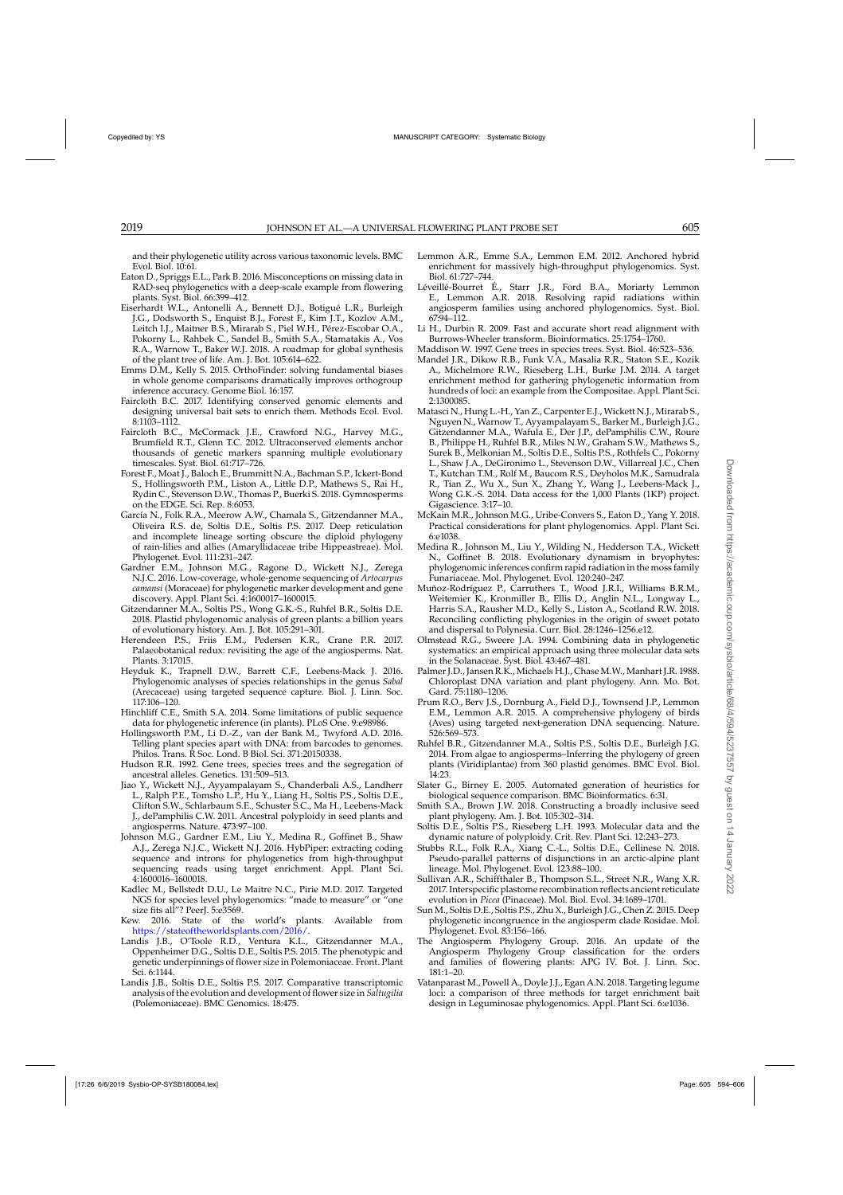and their phylogenetic utility across various taxonomic levels. BMC Evol. Biol. 10:61.

Eaton D., Spriggs E.L., Park B. 2016. Misconceptions on missing data in RAD-seq phylogenetics with a deep-scale example from flowering plants. Syst. Biol. 66:399–412.

Eiserhardt W.L., Antonelli A., Bennett D.J., Botigué L.R., Burleigh J.G., Dodsworth S., Enquist B.J., Forest F., Kim J.T., Kozlov A.M., Leitch I.J., Maitner B.S., Mirarab S., Piel W.H., Pérez-Escobar O.A., Pokorny L., Rahbek C., Sandel B., Smith S.A., Stamatakis A., Vos R.A., Warnow T., Baker W.J. 2018. A roadmap for global synthesis of the plant tree of life. Am. J. Bot. 105:614–622.

Emms D.M., Kelly S. 2015. OrthoFinder: solving fundamental biases in whole genome comparisons dramatically improves orthogroup inference accuracy. Genome Biol. 16:157.

Faircloth B.C. 2017. Identifying conserved genomic elements and designing universal bait sets to enrich them. Methods Ecol. Evol. 8:1103–1112.

Faircloth B.C., McCormack J.E., Crawford N.G., Harvey M.G., Brumfield R.T., Glenn T.C. 2012. Ultraconserved elements anchor thousands of genetic markers spanning multiple evolutionary timescales. Syst. Biol. 61:717–726.

Forest F., Moat J., Baloch E., Brummitt N.A., Bachman S.P., Ickert-Bond S., Hollingsworth P.M., Liston A., Little D.P., Mathews S., Rai H., Rydin C., Stevenson D.W., Thomas P., Buerki S. 2018. Gymnosperms on the EDGE. Sci. Rep. 8:6053.

García N., Folk R.A., Meerow A.W., Chamala S., Gitzendanner M.A., Oliveira R.S. de, Soltis D.E., Soltis P.S. 2017. Deep reticulation and incomplete lineage sorting obscure the diploid phylogeny of rain-lilies and allies (Amaryllidaceae tribe Hippeastreae). Mol. Phylogenet. Evol. 111:231–247.

Gardner E.M., Johnson M.G., Ragone D., Wickett N.J., Zerega N.J.C. 2016. Low-coverage, whole-genome sequencing of *Artocarpus camansi* (Moraceae) for phylogenetic marker development and gene discovery. Appl. Plant Sci. 4:1600017–1600015.

Gitzendanner M.A., Soltis P.S., Wong G.K.-S., Ruhfel B.R., Soltis D.E. 2018. Plastid phylogenomic analysis of green plants: a billion years of evolutionary history. Am. J. Bot. 105:291–301.

Herendeen P.S., Friis E.M., Pedersen K.R., Crane P.R. 2017. Palaeobotanical redux: revisiting the age of the angiosperms. Nat. Plants. 3:17015.

Heyduk K., Trapnell D.W., Barrett C.F., Leebens-Mack J. 2016. Phylogenomic analyses of species relationships in the genus *Sabal* (Arecaceae) using targeted sequence capture. Biol. J. Linn. Soc. 117:106–120.

Hinchliff C.E., Smith S.A. 2014. Some limitations of public sequence data for phylogenetic inference (in plants). PLoS One. 9:e98986.

Hollingsworth P.M., Li D.-Z., van der Bank M., Twyford A.D. 2016. Telling plant species apart with DNA: from barcodes to genomes. Philos. Trans. R Soc. Lond. B Biol. Sci. 371:20150338.

Hudson R.R. 1992. Gene trees, species trees and the segregation of ancestral alleles. Genetics. 131:509–513.

Jiao Y., Wickett N.J., Ayyampalayam S., Chanderbali A.S., Landherr L., Ralph P.E., Tomsho L.P., Hu Y., Liang H., Soltis P.S., Soltis D.E., Clifton S.W., Schlarbaum S.E., Schuster S.C., Ma H., Leebens-Mack J., dePamphilis C.W. 2011. Ancestral polyploidy in seed plants and angiosperms. Nature. 473:97–100.

Johnson M.G., Gardner E.M., Liu Y., Medina R., Goffinet B., Shaw A.J., Zerega N.J.C., Wickett N.J. 2016. HybPiper: extracting coding sequence and introns for phylogenetics from high-throughput sequencing reads using target enrichment. Appl. Plant Sci. 4:1600016–1600018.

Kadlec M., Bellstedt D.U., Le Maitre N.C., Pirie M.D. 2017. Targeted NGS for species level phylogenomics: "made to measure" or "one size fits all"? PeerJ. 5:e3569.

Kew. 2016. State of the world's plants. Available from https://stateoftheworldsplants.com/2016/.

Landis J.B., O'Toole R.D., Ventura K.L., Gitzendanner M.A., Oppenheimer D.G., Soltis D.E., Soltis P.S. 2015. The phenotypic and genetic underpinnings of flower size in Polemoniaceae. Front. Plant Sci. 6:1144.

Landis J.B., Soltis D.E., Soltis P.S. 2017. Comparative transcriptomic analysis of the evolution and development of flower size in *Saltugilia* (Polemoniaceae). BMC Genomics. 18:475.

Lemmon A.R., Emme S.A., Lemmon E.M. 2012. Anchored hybrid enrichment for massively high-throughput phylogenomics. Syst. Biol. 61:727–744.

Léveillé-Bourret É., Starr J.R., Ford B.A., Moriarty Lemmon E., Lemmon A.R. 2018. Resolving rapid radiations within angiosperm families using anchored phylogenomics. Syst. Biol. 67:94–112.

Li H., Durbin R. 2009. Fast and accurate short read alignment with Burrows-Wheeler transform. Bioinformatics. 25:1754–1760.

Maddison W. 1997. Gene trees in species trees. Syst. Biol. 46:523–536.

Mandel J.R., Dikow R.B., Funk V.A., Masalia R.R., Staton S.E., Kozik A., Michelmore R.W., Rieseberg L.H., Burke J.M. 2014. A target enrichment method for gathering phylogenetic information from hundreds of loci: an example from the Compositae. Appl. Plant Sci. 2:1300085.

Matasci N., Hung L.-H., Yan Z., Carpenter E.J., Wickett N.J., Mirarab S., Nguyen N., Warnow T., Ayyampalayam S., Barker M., Burleigh J.G., Gitzendanner M.A., Wafula E., Der J.P., dePamphilis C.W., Roure B., Philippe H., Ruhfel B.R., Miles N.W., Graham S.W., Mathews S., Surek B., Melkonian M., Soltis D.E., Soltis P.S., Rothfels C., Pokorny L., Shaw J.A., DeGironimo L., Stevenson D.W., Villarreal J.C., Chen T., Kutchan T.M., Rolf M., Baucom R.S., Deyholos M.K., Samudrala R., Tian Z., Wu X., Sun X., Zhang Y., Wang J., Leebens-Mack J., Wong G.K.-S. 2014. Data access for the 1,000 Plants (1KP) project. Gigascience. 3:17–10.

McKain M.R., Johnson M.G., Uribe-Convers S., Eaton D., Yang Y. 2018. Practical considerations for plant phylogenomics. Appl. Plant Sci. 6:e1038.

Medina R., Johnson M., Liu Y., Wilding N., Hedderson T.A., Wickett N., Goffinet B. 2018. Evolutionary dynamism in bryophytes: phylogenomic inferences confirm rapid radiation in the moss family Funariaceae. Mol. Phylogenet. Evol. 120:240–247.

Muñoz-Rodríguez P., Carruthers T., Wood J.R.I., Williams B.R.M., Weitemier K., Kronmiller B., Ellis D., Anglin N.L., Longway L., Harris S.A., Rausher M.D., Kelly S., Liston A., Scotland R.W. 2018. Reconciling conflicting phylogenies in the origin of sweet potato and dispersal to Polynesia. Curr. Biol. 28:1246–1256.e12.

Olmstead R.G., Sweere J.A. 1994. Combining data in phylogenetic systematics: an empirical approach using three molecular data sets in the Solanaceae. Syst. Biol. 43:467–481.

Palmer J.D., Jansen R.K., Michaels H.J., Chase M.W., Manhart J.R. 1988. Chloroplast DNA variation and plant phylogeny. Ann. Mo. Bot. Gard. 75:1180–1206.

Prum R.O., Berv J.S., Dornburg A., Field D.J., Townsend J.P., Lemmon E.M., Lemmon A.R. 2015. A comprehensive phylogeny of birds (Aves) using targeted next-generation DNA sequencing. Nature. 526:569–573.

Ruhfel B.R., Gitzendanner M.A., Soltis P.S., Soltis D.E., Burleigh J.G. 2014. From algae to angiosperms–Inferring the phylogeny of green plants (Viridiplantae) from 360 plastid genomes. BMC Evol. Biol. 14:23.

Slater G., Birney E. 2005. Automated generation of heuristics for biological sequence comparison. BMC Bioinformatics. 6:31.

Smith S.A., Brown J.W. 2018. Constructing a broadly inclusive seed plant phylogeny. Am. J. Bot. 105:302–314.

Soltis D.E., Soltis P.S., Rieseberg L.H. 1993. Molecular data and the dynamic nature of polyploidy. Crit. Rev. Plant Sci. 12:243–273.

Stubbs R.L., Folk R.A., Xiang C.-L., Soltis D.E., Cellinese N. 2018. Pseudo-parallel patterns of disjunctions in an arctic-alpine plant lineage. Mol. Phylogenet. Evol. 123:88–100.

Sullivan A.R., Schiffthaler B., Thompson S.L., Street N.R., Wang X.R. 2017. Interspecific plastome recombination reflects ancient reticulate evolution in *Picea* (Pinaceae). Mol. Biol. Evol. 34:1689–1701.

Sun M., Soltis D.E., Soltis P.S., Zhu X., Burleigh J.G., Chen Z. 2015. Deep phylogenetic incongruence in the angiosperm clade Rosidae. Mol. Phylogenet. Evol. 83:156–166.

The Angiosperm Phylogeny Group. 2016. An update of the Angiosperm Phylogeny Group classification for the orders and families of flowering plants: APG IV. Bot. J. Linn. Soc. 181:1–20.

Vatanparast M., Powell A., Doyle J.J., Egan A.N. 2018. Targeting legume loci: a comparison of three methods for target enrichment bait design in Leguminosae phylogenomics. Appl. Plant Sci. 6:e1036.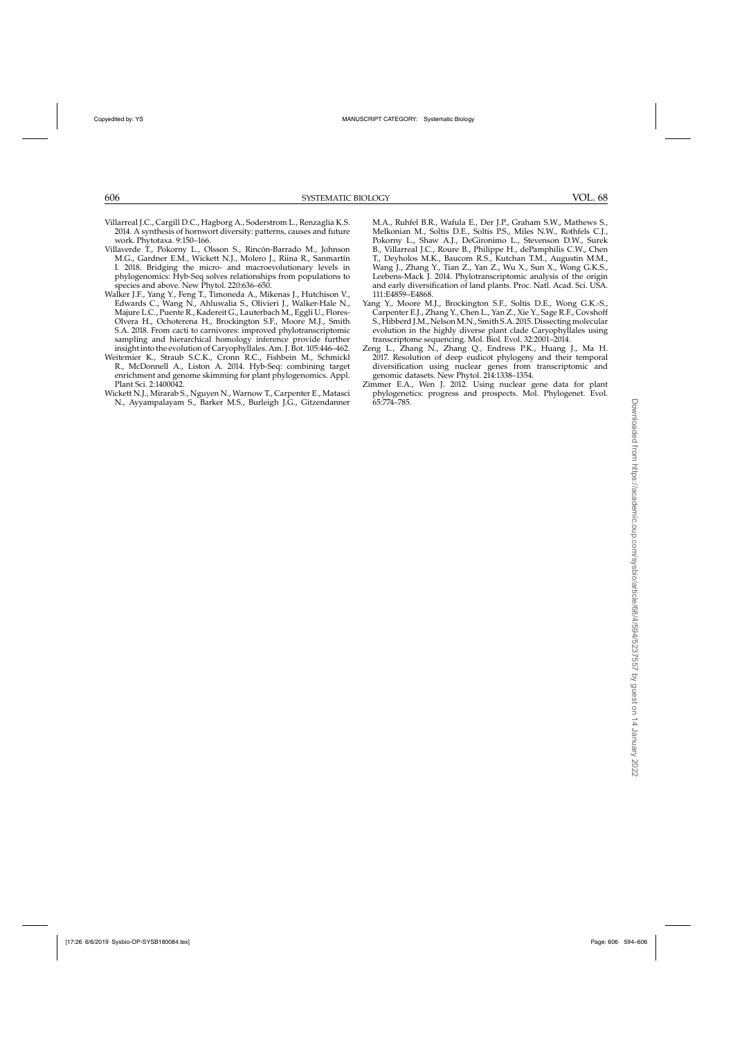Villarreal J.C., Cargill D.C., Hagborg A., Soderstrom L., Renzaglia K.S. 2014. A synthesis of hornwort diversity: patterns, causes and future work. Phytotaxa. 9:150–166.

Villaverde T., Pokorny L., Olsson S., Rincón-Barrado M., Johnson M.G., Gardner E.M., Wickett N.J., Molero J., Riina R., Sanmartín I. 2018. Bridging the micro- and macroevolutionary levels in phylogenomics: Hyb-Seq solves relationships from populations to species and above. New Phytol. 220:636–650.

Walker J.F., Yang Y., Feng T., Timoneda A., Mikenas J., Hutchison V., Edwards C., Wang N., Ahluwalia S., Olivieri J., Walker-Hale N., Majure L.C., Puente R., Kadereit G., Lauterbach M., Eggli U., Flores-Olvera H., Ochoterena H., Brockington S.F., Moore M.J., Smith S.A. 2018. From cacti to carnivores: improved phylotranscriptomic sampling and hierarchical homology inference provide further insight into the evolution of Caryophyllales. Am. J. Bot. 105:446–462.

Weitemier K., Straub S.C.K., Cronn R.C., Fishbein M., Schmickl R., McDonnell A., Liston A. 2014. Hyb-Seq: combining target enrichment and genome skimming for plant phylogenomics. Appl. Plant Sci. 2:1400042.

Wickett N.J., Mirarab S., Nguyen N., Warnow T., Carpenter E., Matasci N., Ayyampalayam S., Barker M.S., Burleigh J.G., Gitzendanner M.A., Ruhfel B.R., Wafula E., Der J.P., Graham S.W., Mathews S., Melkonian M., Soltis D.E., Soltis P.S., Miles N.W., Rothfels C.J., Pokorny L., Shaw A.J., DeGironimo L., Stevenson D.W., Surek B., Villarreal J.C., Roure B., Philippe H., dePamphilis C.W., Chen T., Deyholos M.K., Baucom R.S., Kutchan T.M., Augustin M.M., Wang J., Zhang Y., Tian Z., Yan Z., Wu X., Sun X., Wong G.K.S., Leebens-Mack J. 2014. Phylotranscriptomic analysis of the origin and early diversification of land plants. Proc. Natl. Acad. Sci. USA. 111:E4859–E4868.

Yang Y., Moore M.J., Brockington S.F., Soltis D.E., Wong G.K.-S., Carpenter E.J., Zhang Y., Chen L., Yan Z., Xie Y., Sage R.F., Covshoff S., Hibberd J.M., Nelson M.N., Smith S.A. 2015. Dissecting molecular evolution in the highly diverse plant clade Caryophyllales using transcriptome sequencing. Mol. Biol. Evol. 32:2001–2014.

Zeng L., Zhang N., Zhang Q., Endress P.K., Huang J., Ma H. 2017. Resolution of deep eudicot phylogeny and their temporal diversification using nuclear genes from transcriptomic and genomic datasets. New Phytol. 214:1338–1354.

Zimmer E.A., Wen J. 2012. Using nuclear gene data for plant phylogenetics: progress and prospects. Mol. Phylogenet. Evol. 65:774–785.